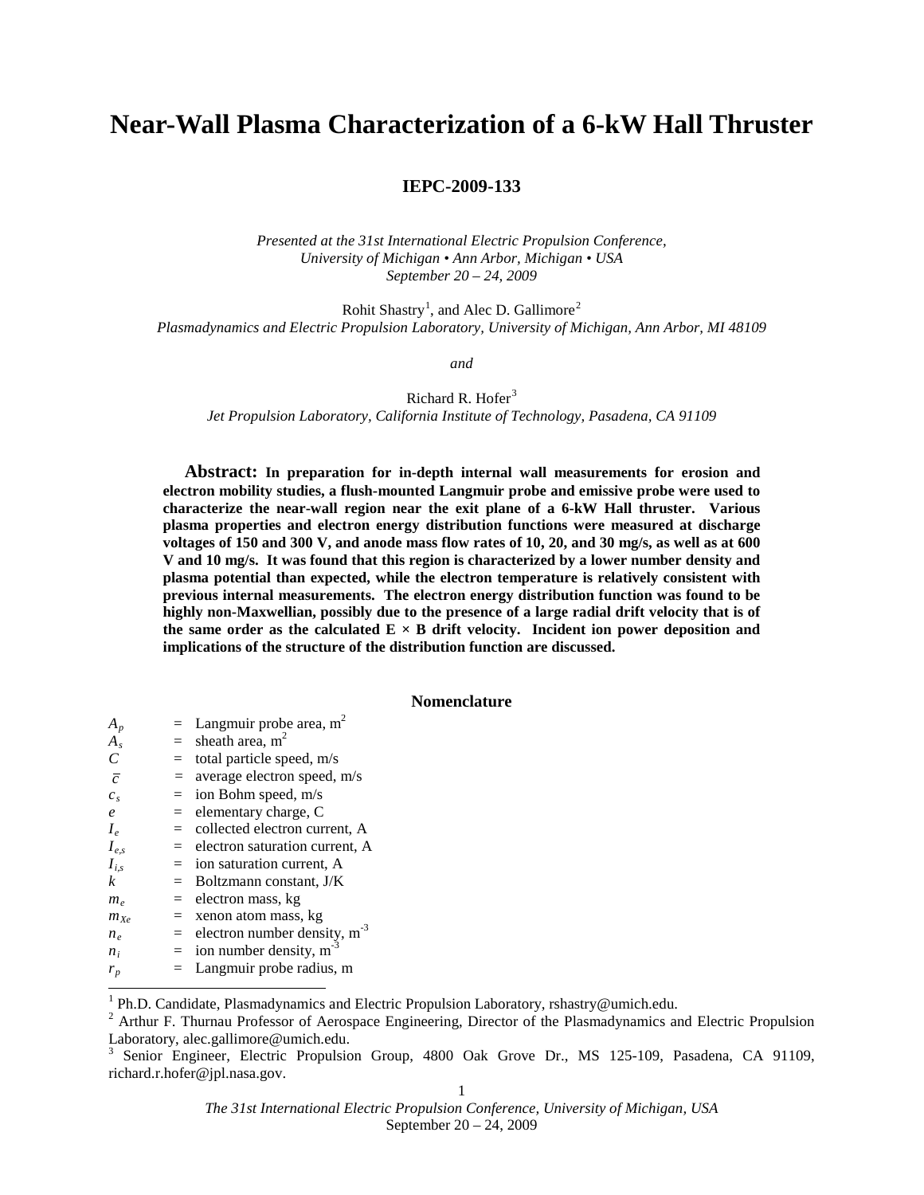# Near-Wall Plasma Characterization of a 6-kW Hall Thruster

**IEPC-2009-133**

*Presented at the 31st International Electric Propulsion Conference,*
*University of Michigan • Ann Arbor, Michigan • USA*
*September 20 – 24, 2009*

Rohit Shastry[1], and Alec D. Gallimore[2]
*Plasmadynamics and Electric Propulsion Laboratory, University of Michigan, Ann Arbor, MI 48109*

*and*

Richard R. Hofer[3]
*Jet Propulsion Laboratory, California Institute of Technology, Pasadena, CA 91109*

**Abstract: In preparation for in-depth internal wall measurements for erosion and electron mobility studies, a flush-mounted Langmuir probe and emissive probe were used to characterize the near-wall region near the exit plane of a 6-kW Hall thruster. Various plasma properties and electron energy distribution functions were measured at discharge voltages of 150 and 300 V, and anode mass flow rates of 10, 20, and 30 mg/s, as well as at 600 V and 10 mg/s. It was found that this region is characterized by a lower number density and plasma potential than expected, while the electron temperature is relatively consistent with previous internal measurements. The electron energy distribution function was found to be highly non-Maxwellian, possibly due to the presence of a large radial drift velocity that is of the same order as the calculated E × B drift velocity. Incident ion power deposition and implications of the structure of the distribution function are discussed.**

## Nomenclature

| | | |
|---|---|---|
| $A_p$ | = | Langmuir probe area, m$^2$ |
| $A_s$ | = | sheath area, m$^2$ |
| $C$ | = | total particle speed, m/s |
| $\bar{c}$ | = | average electron speed, m/s |
| $c_s$ | = | ion Bohm speed, m/s |
| $e$ | = | elementary charge, C |
| $I_e$ | = | collected electron current, A |
| $I_{e,s}$ | = | electron saturation current, A |
| $I_{i,s}$ | = | ion saturation current, A |
| $k$ | = | Boltzmann constant, J/K |
| $m_e$ | = | electron mass, kg |
| $m_{Xe}$ | = | xenon atom mass, kg |
| $n_e$ | = | electron number density, m$^{-3}$ |
| $n_i$ | = | ion number density, m$^{-3}$ |
| $r_p$ | = | Langmuir probe radius, m |

---

[1] Ph.D. Candidate, Plasmadynamics and Electric Propulsion Laboratory, rshastry@umich.edu.

[2] Arthur F. Thurnau Professor of Aerospace Engineering, Director of the Plasmadynamics and Electric Propulsion Laboratory, alec.gallimore@umich.edu.

[3] Senior Engineer, Electric Propulsion Group, 4800 Oak Grove Dr., MS 125-109, Pasadena, CA 91109, richard.r.hofer@jpl.nasa.gov.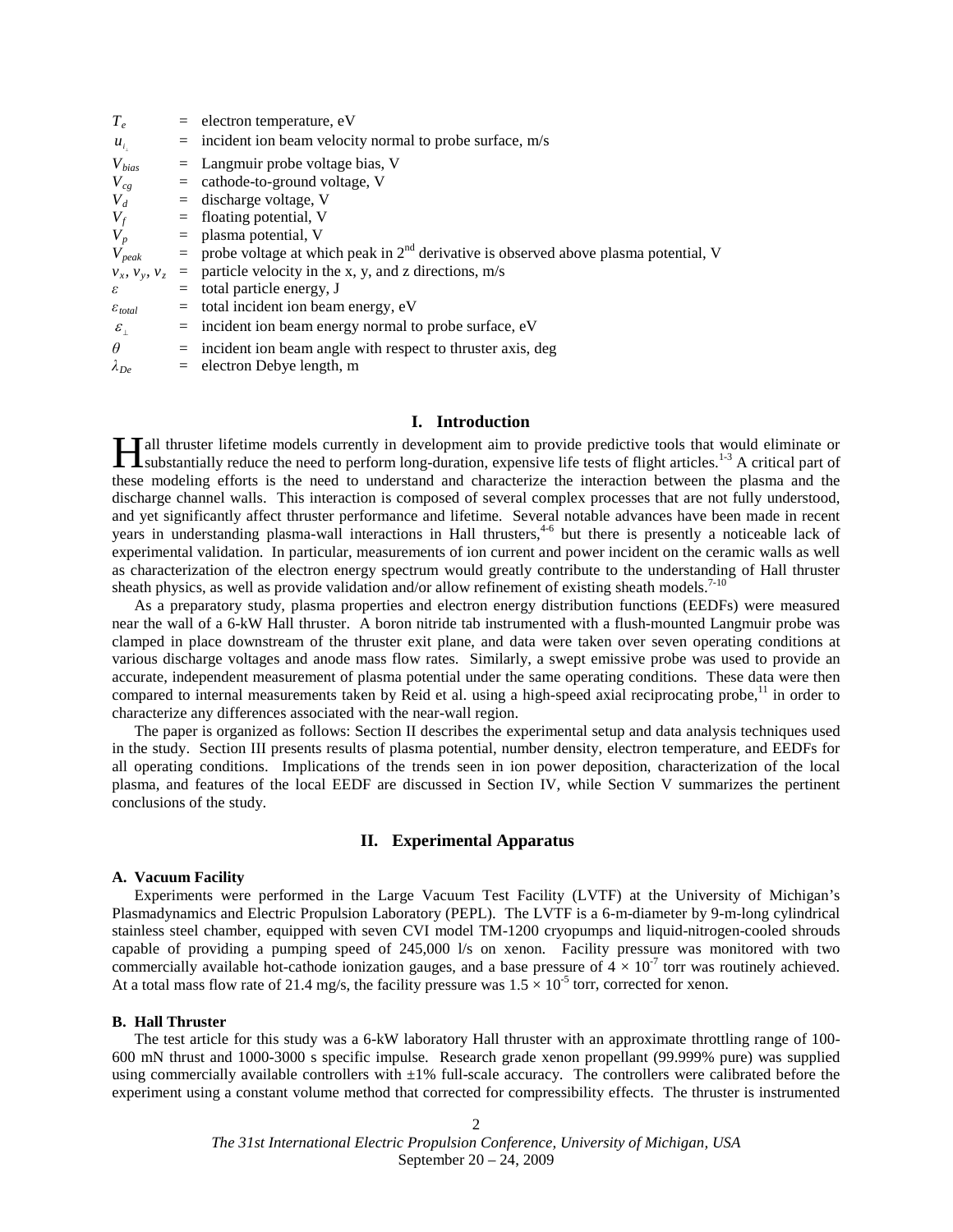$T_e$ = electron temperature, eV
$u_{i_\perp}$ = incident ion beam velocity normal to probe surface, m/s
$V_{bias}$ = Langmuir probe voltage bias, V
$V_{cg}$ = cathode-to-ground voltage, V
$V_d$ = discharge voltage, V
$V_f$ = floating potential, V
$V_p$ = plasma potential, V
$V_{peak}$ = probe voltage at which peak in 2nd derivative is observed above plasma potential, V
$v_x$, $v_y$, $v_z$ = particle velocity in the x, y, and z directions, m/s
$\varepsilon$ = total particle energy, J
$\varepsilon_{total}$ = total incident ion beam energy, eV
$\varepsilon_\perp$ = incident ion beam energy normal to probe surface, eV
$\theta$ = incident ion beam angle with respect to thruster axis, deg
$\lambda_{De}$ = electron Debye length, m

## I. Introduction

Hall thruster lifetime models currently in development aim to provide predictive tools that would eliminate or substantially reduce the need to perform long-duration, expensive life tests of flight articles.[1-3] A critical part of these modeling efforts is the need to understand and characterize the interaction between the plasma and the discharge channel walls. This interaction is composed of several complex processes that are not fully understood, and yet significantly affect thruster performance and lifetime. Several notable advances have been made in recent years in understanding plasma-wall interactions in Hall thrusters,[4-6] but there is presently a noticeable lack of experimental validation. In particular, measurements of ion current and power incident on the ceramic walls as well as characterization of the electron energy spectrum would greatly contribute to the understanding of Hall thruster sheath physics, as well as provide validation and/or allow refinement of existing sheath models.[7-10]

As a preparatory study, plasma properties and electron energy distribution functions (EEDFs) were measured near the wall of a 6-kW Hall thruster. A boron nitride tab instrumented with a flush-mounted Langmuir probe was clamped in place downstream of the thruster exit plane, and data were taken over seven operating conditions at various discharge voltages and anode mass flow rates. Similarly, a swept emissive probe was used to provide an accurate, independent measurement of plasma potential under the same operating conditions. These data were then compared to internal measurements taken by Reid et al. using a high-speed axial reciprocating probe,[11] in order to characterize any differences associated with the near-wall region.

The paper is organized as follows: Section II describes the experimental setup and data analysis techniques used in the study. Section III presents results of plasma potential, number density, electron temperature, and EEDFs for all operating conditions. Implications of the trends seen in ion power deposition, characterization of the local plasma, and features of the local EEDF are discussed in Section IV, while Section V summarizes the pertinent conclusions of the study.

## II. Experimental Apparatus

### A. Vacuum Facility

Experiments were performed in the Large Vacuum Test Facility (LVTF) at the University of Michigan's Plasmadynamics and Electric Propulsion Laboratory (PEPL). The LVTF is a 6-m-diameter by 9-m-long cylindrical stainless steel chamber, equipped with seven CVI model TM-1200 cryopumps and liquid-nitrogen-cooled shrouds capable of providing a pumping speed of 245,000 l/s on xenon. Facility pressure was monitored with two commercially available hot-cathode ionization gauges, and a base pressure of $4 \times 10^{-7}$ torr was routinely achieved. At a total mass flow rate of 21.4 mg/s, the facility pressure was $1.5 \times 10^{-5}$ torr, corrected for xenon.

### B. Hall Thruster

The test article for this study was a 6-kW laboratory Hall thruster with an approximate throttling range of 100-600 mN thrust and 1000-3000 s specific impulse. Research grade xenon propellant (99.999% pure) was supplied using commercially available controllers with ±1% full-scale accuracy. The controllers were calibrated before the experiment using a constant volume method that corrected for compressibility effects. The thruster is instrumented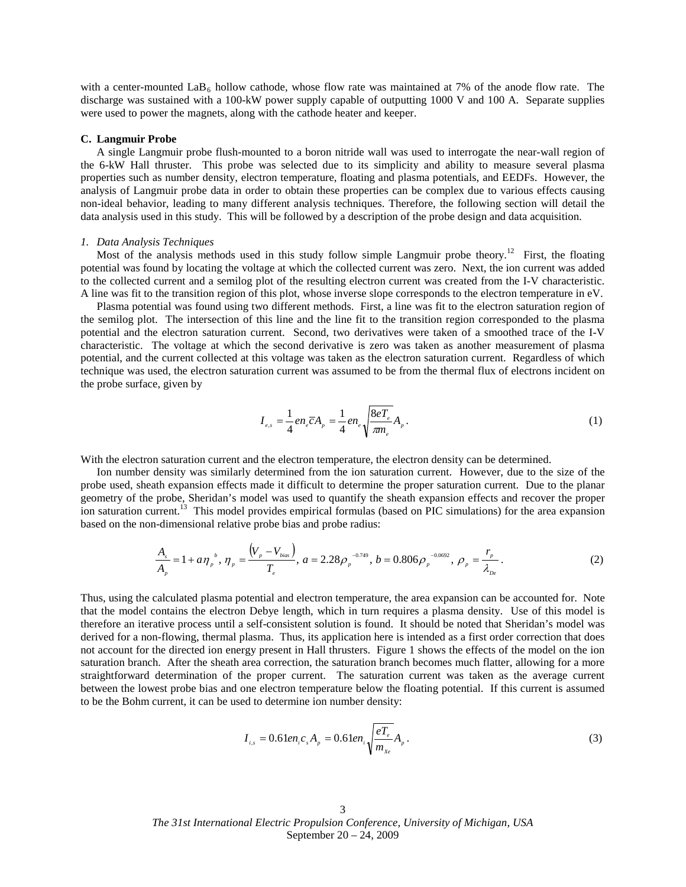with a center-mounted $LaB_6$ hollow cathode, whose flow rate was maintained at 7% of the anode flow rate. The discharge was sustained with a 100-kW power supply capable of outputting 1000 V and 100 A. Separate supplies were used to power the magnets, along with the cathode heater and keeper.

### C. Langmuir Probe

A single Langmuir probe flush-mounted to a boron nitride wall was used to interrogate the near-wall region of the 6-kW Hall thruster. This probe was selected due to its simplicity and ability to measure several plasma properties such as number density, electron temperature, floating and plasma potentials, and EEDFs. However, the analysis of Langmuir probe data in order to obtain these properties can be complex due to various effects causing non-ideal behavior, leading to many different analysis techniques. Therefore, the following section will detail the data analysis used in this study. This will be followed by a description of the probe design and data acquisition.

#### *1. Data Analysis Techniques*

Most of the analysis methods used in this study follow simple Langmuir probe theory.[12] First, the floating potential was found by locating the voltage at which the collected current was zero. Next, the ion current was added to the collected current and a semilog plot of the resulting electron current was created from the I-V characteristic. A line was fit to the transition region of this plot, whose inverse slope corresponds to the electron temperature in eV.

Plasma potential was found using two different methods. First, a line was fit to the electron saturation region of the semilog plot. The intersection of this line and the line fit to the transition region corresponded to the plasma potential and the electron saturation current. Second, two derivatives were taken of a smoothed trace of the I-V characteristic. The voltage at which the second derivative is zero was taken as another measurement of plasma potential, and the current collected at this voltage was taken as the electron saturation current. Regardless of which technique was used, the electron saturation current was assumed to be from the thermal flux of electrons incident on the probe surface, given by

$$I_{e,s} = \frac{1}{4} e n_e \bar{c} A_p = \frac{1}{4} e n_e \sqrt{\frac{8eT_e}{\pi m_e}} A_p . \tag{1}$$

With the electron saturation current and the electron temperature, the electron density can be determined.

Ion number density was similarly determined from the ion saturation current. However, due to the size of the probe used, sheath expansion effects made it difficult to determine the proper saturation current. Due to the planar geometry of the probe, Sheridan's model was used to quantify the sheath expansion effects and recover the proper ion saturation current.[13] This model provides empirical formulas (based on PIC simulations) for the area expansion based on the non-dimensional relative probe bias and probe radius:

$$\frac{A_s}{A_p} = 1 + a\eta_p{}^b ,\; \eta_p = \frac{(V_p - V_{bias})}{T_e} ,\; a = 2.28\rho_p{}^{-0.749} ,\; b = 0.806\rho_p{}^{-0.0692} ,\; \rho_p = \frac{r_p}{\lambda_{De}} . \tag{2}$$

Thus, using the calculated plasma potential and electron temperature, the area expansion can be accounted for. Note that the model contains the electron Debye length, which in turn requires a plasma density. Use of this model is therefore an iterative process until a self-consistent solution is found. It should be noted that Sheridan's model was derived for a non-flowing, thermal plasma. Thus, its application here is intended as a first order correction that does not account for the directed ion energy present in Hall thrusters. Figure 1 shows the effects of the model on the ion saturation branch. After the sheath area correction, the saturation branch becomes much flatter, allowing for a more straightforward determination of the proper current. The saturation current was taken as the average current between the lowest probe bias and one electron temperature below the floating potential. If this current is assumed to be the Bohm current, it can be used to determine ion number density:

$$I_{i,s} = 0.61 e n_i c_s A_p = 0.61 e n_i \sqrt{\frac{eT_e}{m_{Xe}}} A_p . \tag{3}$$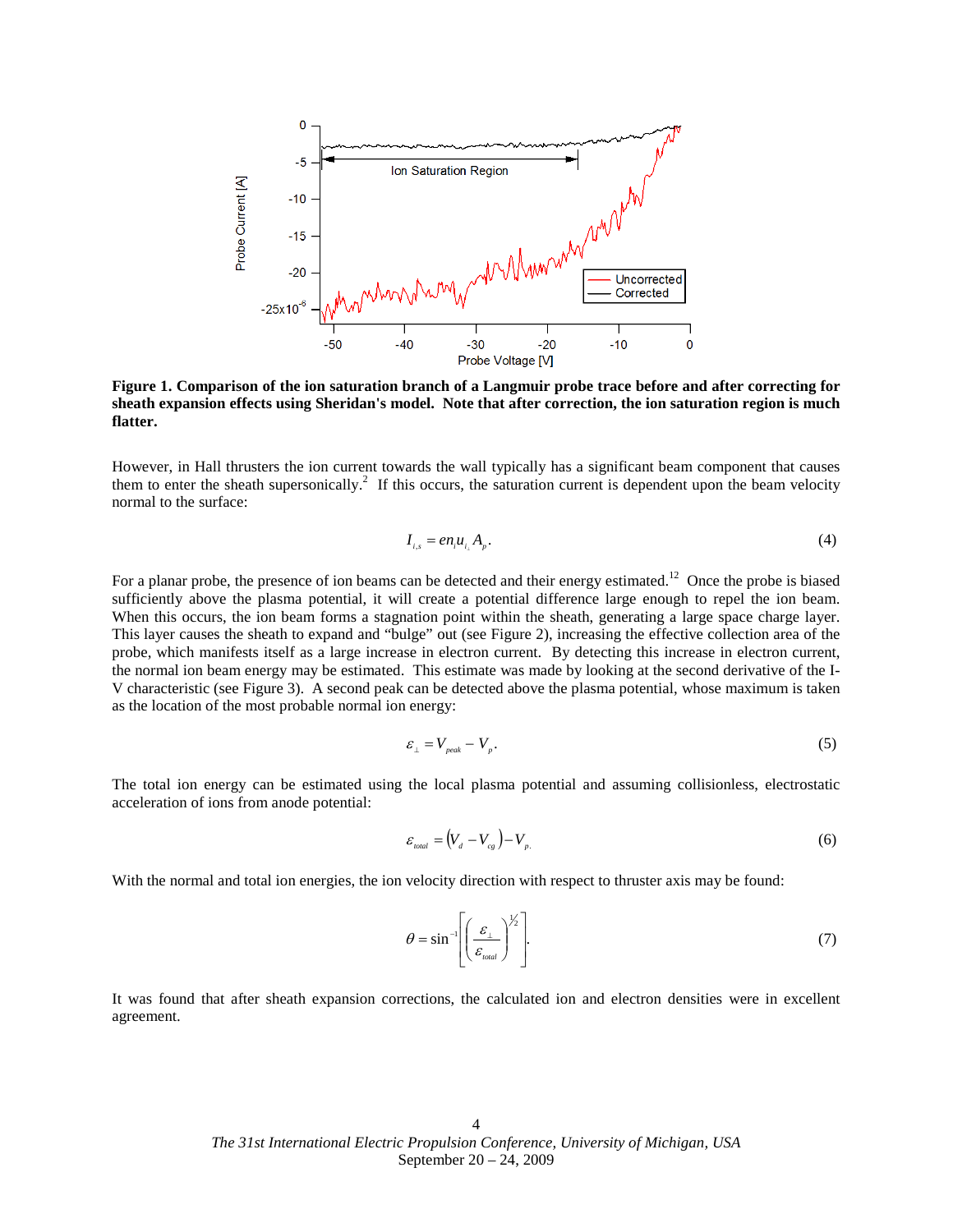**Figure 1. Comparison of the ion saturation branch of a Langmuir probe trace before and after correcting for sheath expansion effects using Sheridan's model. Note that after correction, the ion saturation region is much flatter.**

However, in Hall thrusters the ion current towards the wall typically has a significant beam component that causes them to enter the sheath supersonically.[2] If this occurs, the saturation current is dependent upon the beam velocity normal to the surface:

$$I_{i,s} = en_i u_{i_\perp} A_p. \tag{4}$$

For a planar probe, the presence of ion beams can be detected and their energy estimated.[12] Once the probe is biased sufficiently above the plasma potential, it will create a potential difference large enough to repel the ion beam. When this occurs, the ion beam forms a stagnation point within the sheath, generating a large space charge layer. This layer causes the sheath to expand and "bulge" out (see Figure 2), increasing the effective collection area of the probe, which manifests itself as a large increase in electron current. By detecting this increase in electron current, the normal ion beam energy may be estimated. This estimate was made by looking at the second derivative of the I-V characteristic (see Figure 3). A second peak can be detected above the plasma potential, whose maximum is taken as the location of the most probable normal ion energy:

$$\varepsilon_\perp = V_{peak} - V_p. \tag{5}$$

The total ion energy can be estimated using the local plasma potential and assuming collisionless, electrostatic acceleration of ions from anode potential:

$$\varepsilon_{total} = (V_d - V_{cg}) - V_p. \tag{6}$$

With the normal and total ion energies, the ion velocity direction with respect to thruster axis may be found:

$$\theta = \sin^{-1}\left[\left(\frac{\varepsilon_\perp}{\varepsilon_{total}}\right)^{1/2}\right]. \tag{7}$$

It was found that after sheath expansion corrections, the calculated ion and electron densities were in excellent agreement.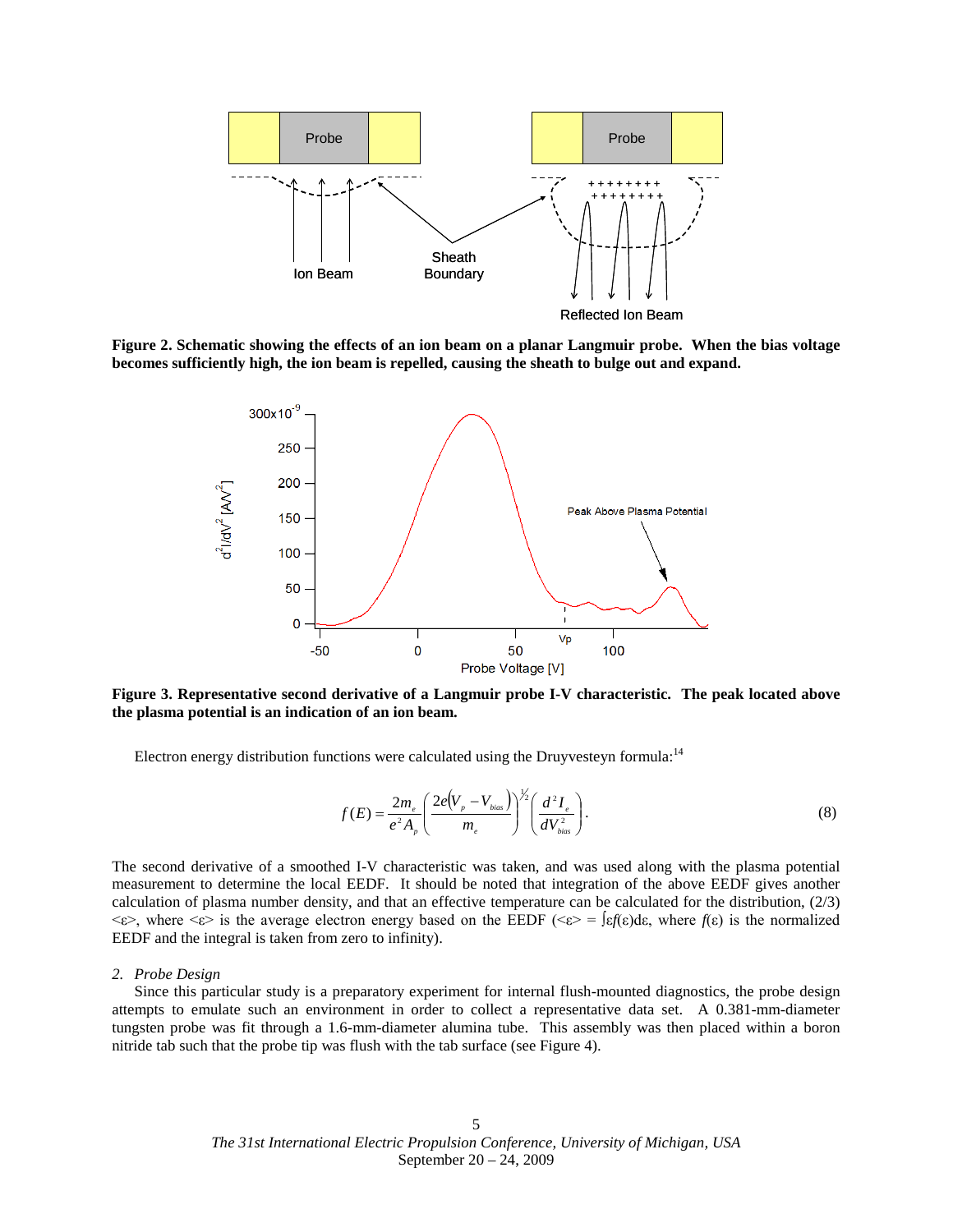**Figure 2. Schematic showing the effects of an ion beam on a planar Langmuir probe. When the bias voltage becomes sufficiently high, the ion beam is repelled, causing the sheath to bulge out and expand.**

**Figure 3. Representative second derivative of a Langmuir probe I-V characteristic. The peak located above the plasma potential is an indication of an ion beam.**

Electron energy distribution functions were calculated using the Druyvesteyn formula:[14]

$$f(E) = \frac{2m_e}{e^2 A_p}\left(\frac{2e\left(V_p - V_{bias}\right)}{m_e}\right)^{1/2}\left(\frac{d^2 I_e}{dV_{bias}^2}\right). \tag{8}$$

The second derivative of a smoothed I-V characteristic was taken, and was used along with the plasma potential measurement to determine the local EEDF. It should be noted that integration of the above EEDF gives another calculation of plasma number density, and that an effective temperature can be calculated for the distribution, (2/3) <ε>, where <ε> is the average electron energy based on the EEDF (<ε> = ∫ε*f*(ε)dε, where *f*(ε) is the normalized EEDF and the integral is taken from zero to infinity).

### 2. *Probe Design*

Since this particular study is a preparatory experiment for internal flush-mounted diagnostics, the probe design attempts to emulate such an environment in order to collect a representative data set. A 0.381-mm-diameter tungsten probe was fit through a 1.6-mm-diameter alumina tube. This assembly was then placed within a boron nitride tab such that the probe tip was flush with the tab surface (see Figure 4).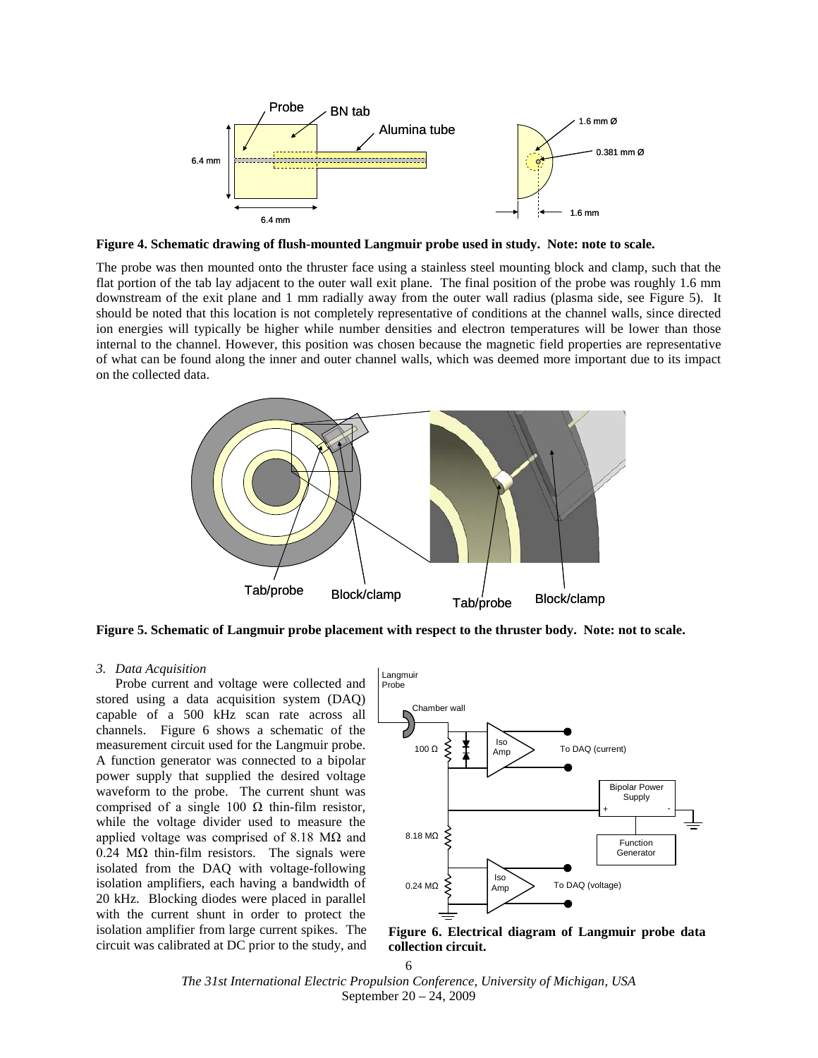Figure 4. Schematic drawing of flush-mounted Langmuir probe used in study. Note: note to scale.

The probe was then mounted onto the thruster face using a stainless steel mounting block and clamp, such that the flat portion of the tab lay adjacent to the outer wall exit plane. The final position of the probe was roughly 1.6 mm downstream of the exit plane and 1 mm radially away from the outer wall radius (plasma side, see Figure 5). It should be noted that this location is not completely representative of conditions at the channel walls, since directed ion energies will typically be higher while number densities and electron temperatures will be lower than those internal to the channel. However, this position was chosen because the magnetic field properties are representative of what can be found along the inner and outer channel walls, which was deemed more important due to its impact on the collected data.

Figure 5. Schematic of Langmuir probe placement with respect to the thruster body. Note: not to scale.

### *3. Data Acquisition*

Probe current and voltage were collected and stored using a data acquisition system (DAQ) capable of a 500 kHz scan rate across all channels. Figure 6 shows a schematic of the measurement circuit used for the Langmuir probe. A function generator was connected to a bipolar power supply that supplied the desired voltage waveform to the probe. The current shunt was comprised of a single 100 Ω thin-film resistor, while the voltage divider used to measure the applied voltage was comprised of 8.18 MΩ and 0.24 MΩ thin-film resistors. The signals were isolated from the DAQ with voltage-following isolation amplifiers, each having a bandwidth of 20 kHz. Blocking diodes were placed in parallel with the current shunt in order to protect the isolation amplifier from large current spikes. The circuit was calibrated at DC prior to the study, and

Figure 6. Electrical diagram of Langmuir probe data collection circuit.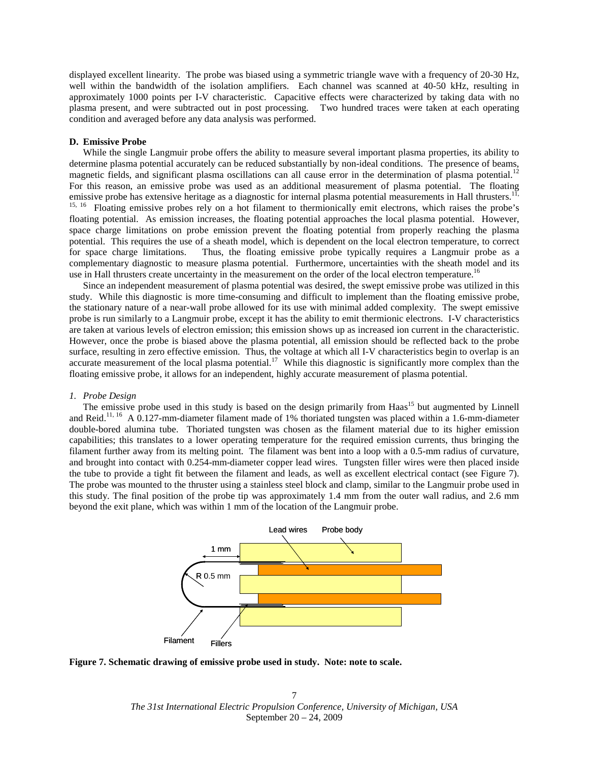displayed excellent linearity. The probe was biased using a symmetric triangle wave with a frequency of 20-30 Hz, well within the bandwidth of the isolation amplifiers. Each channel was scanned at 40-50 kHz, resulting in approximately 1000 points per I-V characteristic. Capacitive effects were characterized by taking data with no plasma present, and were subtracted out in post processing. Two hundred traces were taken at each operating condition and averaged before any data analysis was performed.

### D. Emissive Probe

While the single Langmuir probe offers the ability to measure several important plasma properties, its ability to determine plasma potential accurately can be reduced substantially by non-ideal conditions. The presence of beams, magnetic fields, and significant plasma oscillations can all cause error in the determination of plasma potential.[12] For this reason, an emissive probe was used as an additional measurement of plasma potential. The floating emissive probe has extensive heritage as a diagnostic for internal plasma potential measurements in Hall thrusters.[11, 15, 16] Floating emissive probes rely on a hot filament to thermionically emit electrons, which raises the probe's floating potential. As emission increases, the floating potential approaches the local plasma potential. However, space charge limitations on probe emission prevent the floating potential from properly reaching the plasma potential. This requires the use of a sheath model, which is dependent on the local electron temperature, to correct for space charge limitations. Thus, the floating emissive probe typically requires a Langmuir probe as a complementary diagnostic to measure plasma potential. Furthermore, uncertainties with the sheath model and its use in Hall thrusters create uncertainty in the measurement on the order of the local electron temperature.[16]

Since an independent measurement of plasma potential was desired, the swept emissive probe was utilized in this study. While this diagnostic is more time-consuming and difficult to implement than the floating emissive probe, the stationary nature of a near-wall probe allowed for its use with minimal added complexity. The swept emissive probe is run similarly to a Langmuir probe, except it has the ability to emit thermionic electrons. I-V characteristics are taken at various levels of electron emission; this emission shows up as increased ion current in the characteristic. However, once the probe is biased above the plasma potential, all emission should be reflected back to the probe surface, resulting in zero effective emission. Thus, the voltage at which all I-V characteristics begin to overlap is an accurate measurement of the local plasma potential.[17] While this diagnostic is significantly more complex than the floating emissive probe, it allows for an independent, highly accurate measurement of plasma potential.

#### *1. Probe Design*

The emissive probe used in this study is based on the design primarily from Haas[15] but augmented by Linnell and Reid.[11, 16] A 0.127-mm-diameter filament made of 1% thoriated tungsten was placed within a 1.6-mm-diameter double-bored alumina tube. Thoriated tungsten was chosen as the filament material due to its higher emission capabilities; this translates to a lower operating temperature for the required emission currents, thus bringing the filament further away from its melting point. The filament was bent into a loop with a 0.5-mm radius of curvature, and brought into contact with 0.254-mm-diameter copper lead wires. Tungsten filler wires were then placed inside the tube to provide a tight fit between the filament and leads, as well as excellent electrical contact (see Figure 7). The probe was mounted to the thruster using a stainless steel block and clamp, similar to the Langmuir probe used in this study. The final position of the probe tip was approximately 1.4 mm from the outer wall radius, and 2.6 mm beyond the exit plane, which was within 1 mm of the location of the Langmuir probe.

**Figure 7. Schematic drawing of emissive probe used in study. Note: note to scale.**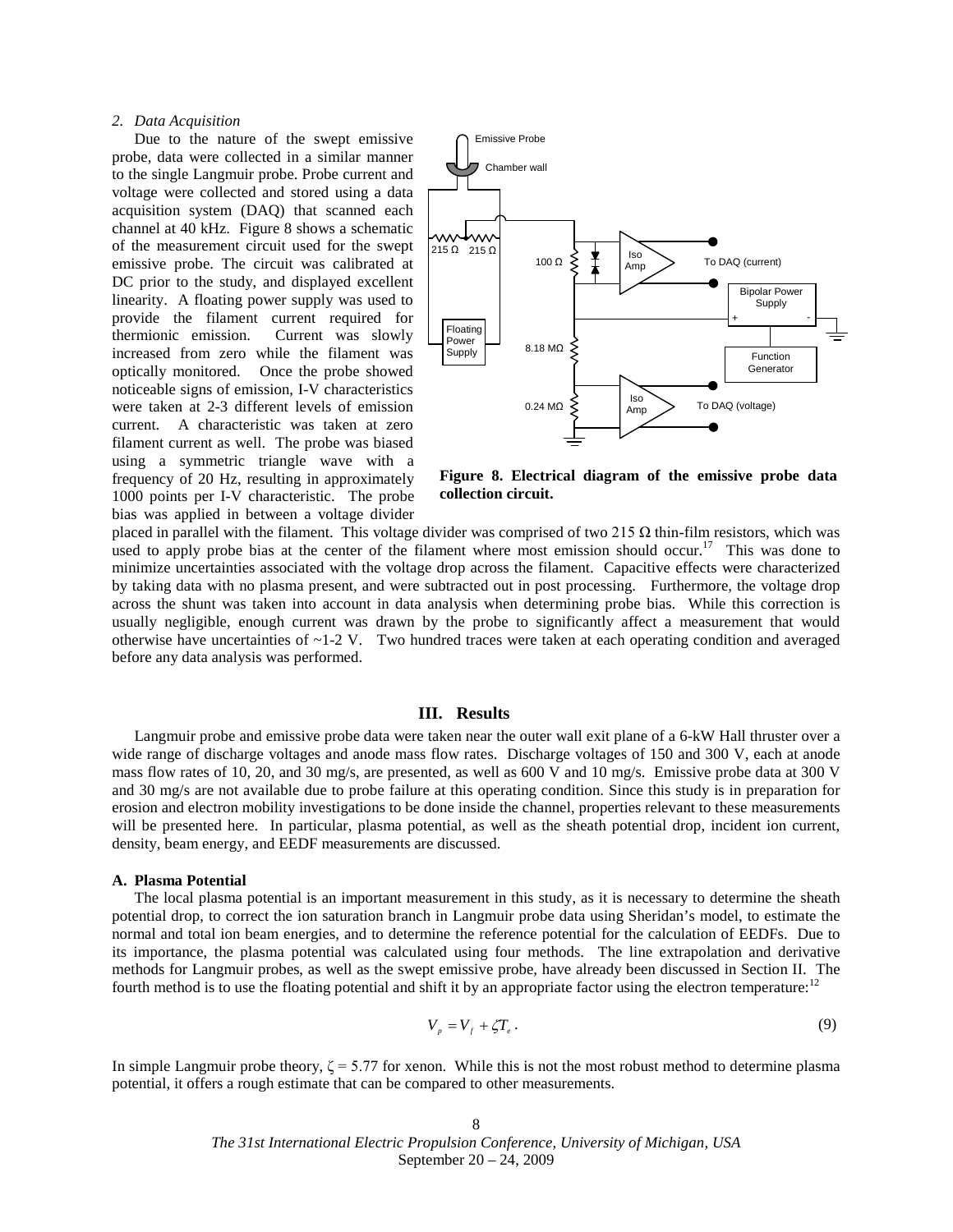*2. Data Acquisition*

Due to the nature of the swept emissive probe, data were collected in a similar manner to the single Langmuir probe. Probe current and voltage were collected and stored using a data acquisition system (DAQ) that scanned each channel at 40 kHz. Figure 8 shows a schematic of the measurement circuit used for the swept emissive probe. The circuit was calibrated at DC prior to the study, and displayed excellent linearity. A floating power supply was used to provide the filament current required for thermionic emission. Current was slowly increased from zero while the filament was optically monitored. Once the probe showed noticeable signs of emission, I-V characteristics were taken at 2-3 different levels of emission current. A characteristic was taken at zero filament current as well. The probe was biased using a symmetric triangle wave with a frequency of 20 Hz, resulting in approximately 1000 points per I-V characteristic. The probe bias was applied in between a voltage divider placed in parallel with the filament. This voltage divider was comprised of two 215 Ω thin-film resistors, which was used to apply probe bias at the center of the filament where most emission should occur.[17] This was done to minimize uncertainties associated with the voltage drop across the filament. Capacitive effects were characterized by taking data with no plasma present, and were subtracted out in post processing. Furthermore, the voltage drop across the shunt was taken into account in data analysis when determining probe bias. While this correction is usually negligible, enough current was drawn by the probe to significantly affect a measurement that would otherwise have uncertainties of ~1-2 V. Two hundred traces were taken at each operating condition and averaged before any data analysis was performed.

**Figure 8. Electrical diagram of the emissive probe data collection circuit.**

## III. Results

Langmuir probe and emissive probe data were taken near the outer wall exit plane of a 6-kW Hall thruster over a wide range of discharge voltages and anode mass flow rates. Discharge voltages of 150 and 300 V, each at anode mass flow rates of 10, 20, and 30 mg/s, are presented, as well as 600 V and 10 mg/s. Emissive probe data at 300 V and 30 mg/s are not available due to probe failure at this operating condition. Since this study is in preparation for erosion and electron mobility investigations to be done inside the channel, properties relevant to these measurements will be presented here. In particular, plasma potential, as well as the sheath potential drop, incident ion current, density, beam energy, and EEDF measurements are discussed.

### A. Plasma Potential

The local plasma potential is an important measurement in this study, as it is necessary to determine the sheath potential drop, to correct the ion saturation branch in Langmuir probe data using Sheridan's model, to estimate the normal and total ion beam energies, and to determine the reference potential for the calculation of EEDFs. Due to its importance, the plasma potential was calculated using four methods. The line extrapolation and derivative methods for Langmuir probes, as well as the swept emissive probe, have already been discussed in Section II. The fourth method is to use the floating potential and shift it by an appropriate factor using the electron temperature:[12]

$$V_p = V_f + \zeta T_e \,. \tag{9}$$

In simple Langmuir probe theory, $\zeta = 5.77$ for xenon. While this is not the most robust method to determine plasma potential, it offers a rough estimate that can be compared to other measurements.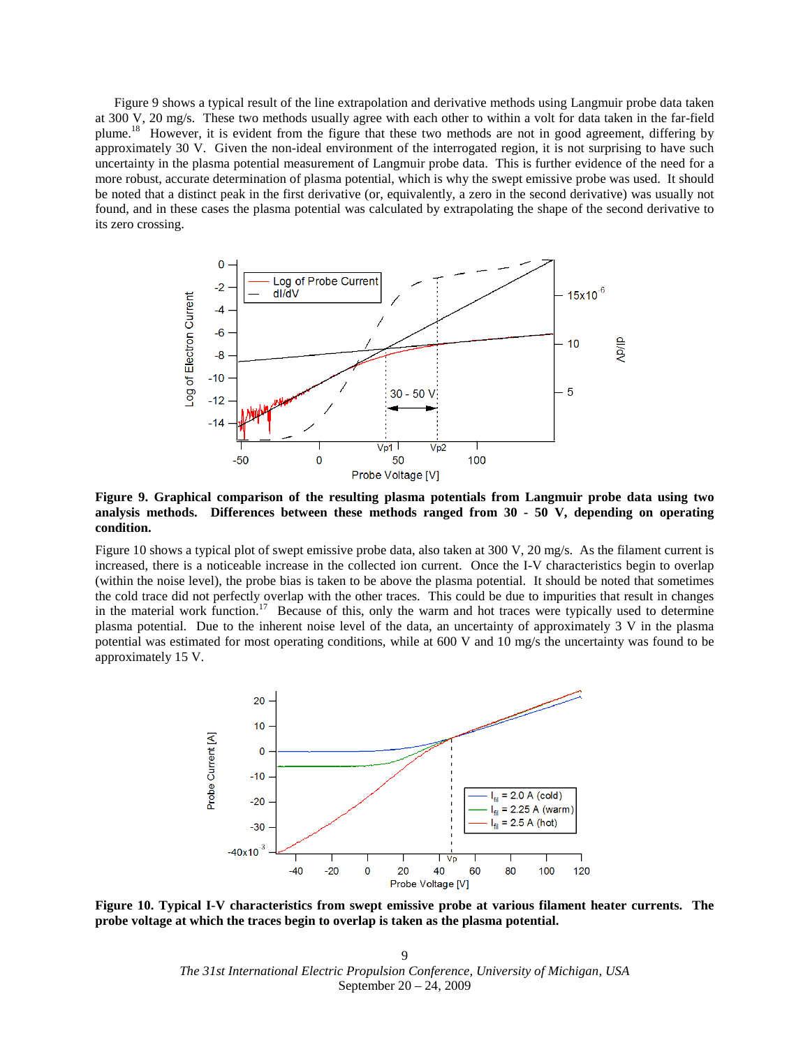Figure 9 shows a typical result of the line extrapolation and derivative methods using Langmuir probe data taken at 300 V, 20 mg/s. These two methods usually agree with each other to within a volt for data taken in the far-field plume.[18] However, it is evident from the figure that these two methods are not in good agreement, differing by approximately 30 V. Given the non-ideal environment of the interrogated region, it is not surprising to have such uncertainty in the plasma potential measurement of Langmuir probe data. This is further evidence of the need for a more robust, accurate determination of plasma potential, which is why the swept emissive probe was used. It should be noted that a distinct peak in the first derivative (or, equivalently, a zero in the second derivative) was usually not found, and in these cases the plasma potential was calculated by extrapolating the shape of the second derivative to its zero crossing.

**Figure 9. Graphical comparison of the resulting plasma potentials from Langmuir probe data using two analysis methods. Differences between these methods ranged from 30 - 50 V, depending on operating condition.**

Figure 10 shows a typical plot of swept emissive probe data, also taken at 300 V, 20 mg/s. As the filament current is increased, there is a noticeable increase in the collected ion current. Once the I-V characteristics begin to overlap (within the noise level), the probe bias is taken to be above the plasma potential. It should be noted that sometimes the cold trace did not perfectly overlap with the other traces. This could be due to impurities that result in changes in the material work function.[17] Because of this, only the warm and hot traces were typically used to determine plasma potential. Due to the inherent noise level of the data, an uncertainty of approximately 3 V in the plasma potential was estimated for most operating conditions, while at 600 V and 10 mg/s the uncertainty was found to be approximately 15 V.

**Figure 10. Typical I-V characteristics from swept emissive probe at various filament heater currents. The probe voltage at which the traces begin to overlap is taken as the plasma potential.**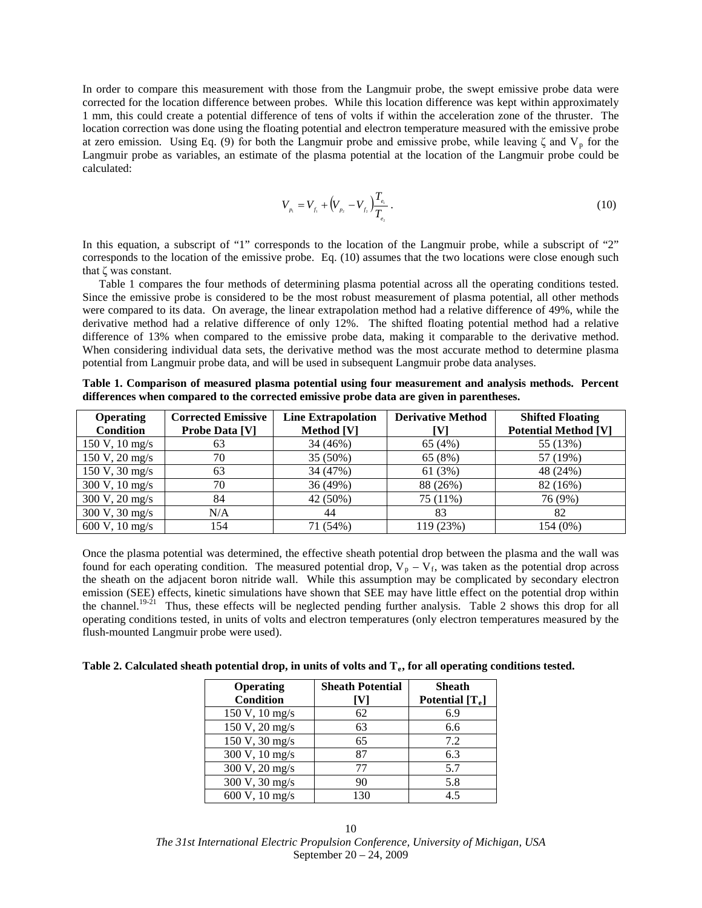In order to compare this measurement with those from the Langmuir probe, the swept emissive probe data were corrected for the location difference between probes. While this location difference was kept within approximately 1 mm, this could create a potential difference of tens of volts if within the acceleration zone of the thruster. The location correction was done using the floating potential and electron temperature measured with the emissive probe at zero emission. Using Eq. (9) for both the Langmuir probe and emissive probe, while leaving $\zeta$ and $V_p$ for the Langmuir probe as variables, an estimate of the plasma potential at the location of the Langmuir probe could be calculated:

$$V_{p_1} = V_{f_1} + \left(V_{p_2} - V_{f_2}\right)\frac{T_{e_1}}{T_{e_2}}. \tag{10}$$

In this equation, a subscript of "1" corresponds to the location of the Langmuir probe, while a subscript of "2" corresponds to the location of the emissive probe. Eq. (10) assumes that the two locations were close enough such that $\zeta$ was constant.

Table 1 compares the four methods of determining plasma potential across all the operating conditions tested. Since the emissive probe is considered to be the most robust measurement of plasma potential, all other methods were compared to its data. On average, the linear extrapolation method had a relative difference of 49%, while the derivative method had a relative difference of only 12%. The shifted floating potential method had a relative difference of 13% when compared to the emissive probe data, making it comparable to the derivative method. When considering individual data sets, the derivative method was the most accurate method to determine plasma potential from Langmuir probe data, and will be used in subsequent Langmuir probe data analyses.

**Table 1. Comparison of measured plasma potential using four measurement and analysis methods. Percent differences when compared to the corrected emissive probe data are given in parentheses.**

| Operating Condition | Corrected Emissive Probe Data [V] | Line Extrapolation Method [V] | Derivative Method [V] | Shifted Floating Potential Method [V] |
|---|---|---|---|---|
| 150 V, 10 mg/s | 63 | 34 (46%) | 65 (4%) | 55 (13%) |
| 150 V, 20 mg/s | 70 | 35 (50%) | 65 (8%) | 57 (19%) |
| 150 V, 30 mg/s | 63 | 34 (47%) | 61 (3%) | 48 (24%) |
| 300 V, 10 mg/s | 70 | 36 (49%) | 88 (26%) | 82 (16%) |
| 300 V, 20 mg/s | 84 | 42 (50%) | 75 (11%) | 76 (9%) |
| 300 V, 30 mg/s | N/A | 44 | 83 | 82 |
| 600 V, 10 mg/s | 154 | 71 (54%) | 119 (23%) | 154 (0%) |

Once the plasma potential was determined, the effective sheath potential drop between the plasma and the wall was found for each operating condition. The measured potential drop, $V_p - V_f$, was taken as the potential drop across the sheath on the adjacent boron nitride wall. While this assumption may be complicated by secondary electron emission (SEE) effects, kinetic simulations have shown that SEE may have little effect on the potential drop within the channel.[19-21] Thus, these effects will be neglected pending further analysis. Table 2 shows this drop for all operating conditions tested, in units of volts and electron temperatures (only electron temperatures measured by the flush-mounted Langmuir probe were used).

**Table 2. Calculated sheath potential drop, in units of volts and $T_e$, for all operating conditions tested.**

| Operating Condition | Sheath Potential [V] | Sheath Potential [$T_e$] |
|---|---|---|
| 150 V, 10 mg/s | 62 | 6.9 |
| 150 V, 20 mg/s | 63 | 6.6 |
| 150 V, 30 mg/s | 65 | 7.2 |
| 300 V, 10 mg/s | 87 | 6.3 |
| 300 V, 20 mg/s | 77 | 5.7 |
| 300 V, 30 mg/s | 90 | 5.8 |
| 600 V, 10 mg/s | 130 | 4.5 |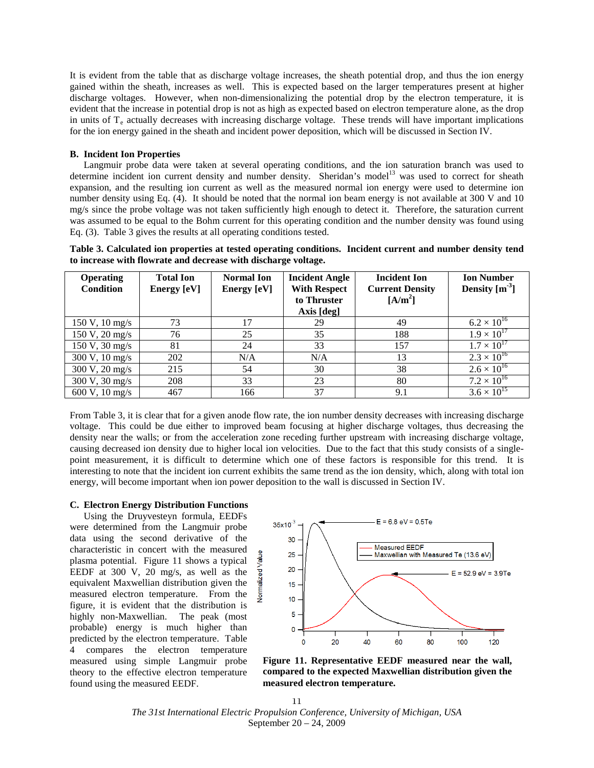It is evident from the table that as discharge voltage increases, the sheath potential drop, and thus the ion energy gained within the sheath, increases as well. This is expected based on the larger temperatures present at higher discharge voltages. However, when non-dimensionalizing the potential drop by the electron temperature, it is evident that the increase in potential drop is not as high as expected based on electron temperature alone, as the drop in units of $T_e$ actually decreases with increasing discharge voltage. These trends will have important implications for the ion energy gained in the sheath and incident power deposition, which will be discussed in Section IV.

### B. Incident Ion Properties

Langmuir probe data were taken at several operating conditions, and the ion saturation branch was used to determine incident ion current density and number density. Sheridan's model[13] was used to correct for sheath expansion, and the resulting ion current as well as the measured normal ion energy were used to determine ion number density using Eq. (4). It should be noted that the normal ion beam energy is not available at 300 V and 10 mg/s since the probe voltage was not taken sufficiently high enough to detect it. Therefore, the saturation current was assumed to be equal to the Bohm current for this operating condition and the number density was found using Eq. (3). Table 3 gives the results at all operating conditions tested.

**Table 3. Calculated ion properties at tested operating conditions. Incident current and number density tend to increase with flowrate and decrease with discharge voltage.**

| Operating Condition | Total Ion Energy [eV] | Normal Ion Energy [eV] | Incident Angle With Respect to Thruster Axis [deg] | Incident Ion Current Density [A/m$^2$] | Ion Number Density [m$^{-3}$] |
|---|---|---|---|---|---|
| 150 V, 10 mg/s | 73 | 17 | 29 | 49 | $6.2 \times 10^{16}$ |
| 150 V, 20 mg/s | 76 | 25 | 35 | 188 | $1.9 \times 10^{17}$ |
| 150 V, 30 mg/s | 81 | 24 | 33 | 157 | $1.7 \times 10^{17}$ |
| 300 V, 10 mg/s | 202 | N/A | N/A | 13 | $2.3 \times 10^{16}$ |
| 300 V, 20 mg/s | 215 | 54 | 30 | 38 | $2.6 \times 10^{16}$ |
| 300 V, 30 mg/s | 208 | 33 | 23 | 80 | $7.2 \times 10^{16}$ |
| 600 V, 10 mg/s | 467 | 166 | 37 | 9.1 | $3.6 \times 10^{15}$ |

From Table 3, it is clear that for a given anode flow rate, the ion number density decreases with increasing discharge voltage. This could be due either to improved beam focusing at higher discharge voltages, thus decreasing the density near the walls; or from the acceleration zone receding further upstream with increasing discharge voltage, causing decreased ion density due to higher local ion velocities. Due to the fact that this study consists of a single-point measurement, it is difficult to determine which one of these factors is responsible for this trend. It is interesting to note that the incident ion current exhibits the same trend as the ion density, which, along with total ion energy, will become important when ion power deposition to the wall is discussed in Section IV.

### C. Electron Energy Distribution Functions

Using the Druyvesteyn formula, EEDFs were determined from the Langmuir probe data using the second derivative of the characteristic in concert with the measured plasma potential. Figure 11 shows a typical EEDF at 300 V, 20 mg/s, as well as the equivalent Maxwellian distribution given the measured electron temperature. From the figure, it is evident that the distribution is highly non-Maxwellian. The peak (most probable) energy is much higher than predicted by the electron temperature. Table 4 compares the electron temperature measured using simple Langmuir probe theory to the effective electron temperature found using the measured EEDF.

**Figure 11. Representative EEDF measured near the wall, compared to the expected Maxwellian distribution given the measured electron temperature.**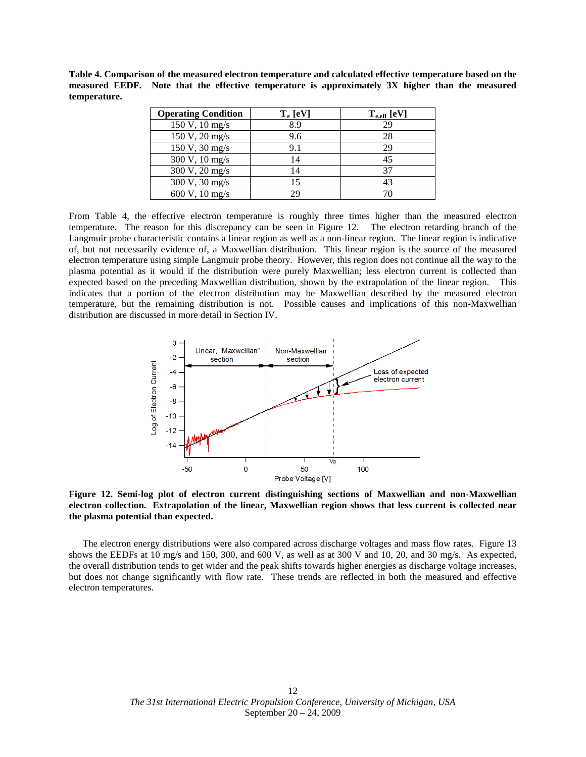**Table 4. Comparison of the measured electron temperature and calculated effective temperature based on the measured EEDF. Note that the effective temperature is approximately 3X higher than the measured temperature.**

| Operating Condition | $T_e$ [eV] | $T_{e,eff}$ [eV] |
|---|---|---|
| 150 V, 10 mg/s | 8.9 | 29 |
| 150 V, 20 mg/s | 9.6 | 28 |
| 150 V, 30 mg/s | 9.1 | 29 |
| 300 V, 10 mg/s | 14 | 45 |
| 300 V, 20 mg/s | 14 | 37 |
| 300 V, 30 mg/s | 15 | 43 |
| 600 V, 10 mg/s | 29 | 70 |

From Table 4, the effective electron temperature is roughly three times higher than the measured electron temperature. The reason for this discrepancy can be seen in Figure 12. The electron retarding branch of the Langmuir probe characteristic contains a linear region as well as a non-linear region. The linear region is indicative of, but not necessarily evidence of, a Maxwellian distribution. This linear region is the source of the measured electron temperature using simple Langmuir probe theory. However, this region does not continue all the way to the plasma potential as it would if the distribution were purely Maxwellian; less electron current is collected than expected based on the preceding Maxwellian distribution, shown by the extrapolation of the linear region. This indicates that a portion of the electron distribution may be Maxwellian described by the measured electron temperature, but the remaining distribution is not. Possible causes and implications of this non-Maxwellian distribution are discussed in more detail in Section IV.

**Figure 12. Semi-log plot of electron current distinguishing sections of Maxwellian and non-Maxwellian electron collection. Extrapolation of the linear, Maxwellian region shows that less current is collected near the plasma potential than expected.**

The electron energy distributions were also compared across discharge voltages and mass flow rates. Figure 13 shows the EEDFs at 10 mg/s and 150, 300, and 600 V, as well as at 300 V and 10, 20, and 30 mg/s. As expected, the overall distribution tends to get wider and the peak shifts towards higher energies as discharge voltage increases, but does not change significantly with flow rate. These trends are reflected in both the measured and effective electron temperatures.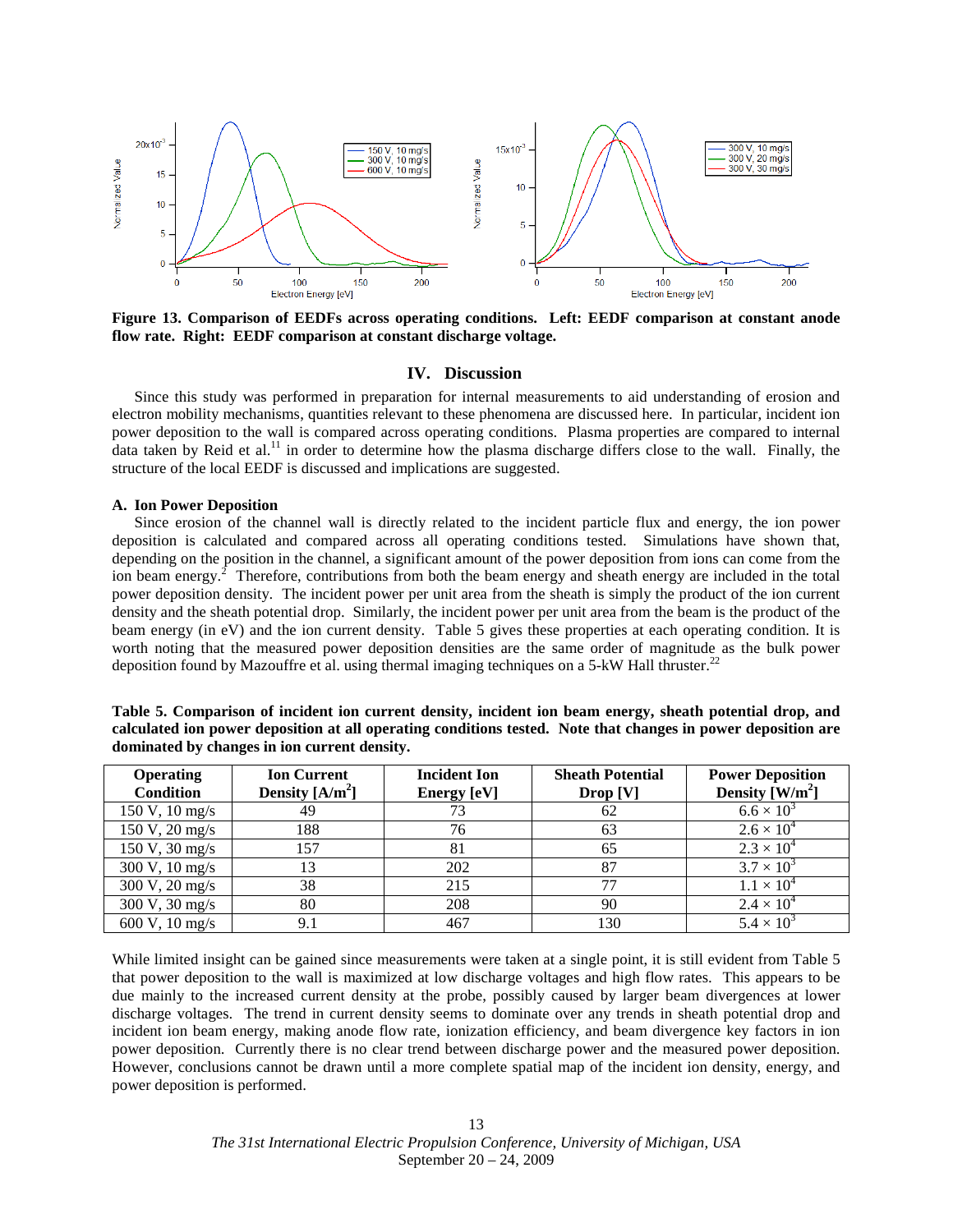**Figure 13. Comparison of EEDFs across operating conditions. Left: EEDF comparison at constant anode flow rate. Right: EEDF comparison at constant discharge voltage.**

## IV. Discussion

Since this study was performed in preparation for internal measurements to aid understanding of erosion and electron mobility mechanisms, quantities relevant to these phenomena are discussed here. In particular, incident ion power deposition to the wall is compared across operating conditions. Plasma properties are compared to internal data taken by Reid et al.[11] in order to determine how the plasma discharge differs close to the wall. Finally, the structure of the local EEDF is discussed and implications are suggested.

### A. Ion Power Deposition

Since erosion of the channel wall is directly related to the incident particle flux and energy, the ion power deposition is calculated and compared across all operating conditions tested. Simulations have shown that, depending on the position in the channel, a significant amount of the power deposition from ions can come from the ion beam energy.[2] Therefore, contributions from both the beam energy and sheath energy are included in the total power deposition density. The incident power per unit area from the sheath is simply the product of the ion current density and the sheath potential drop. Similarly, the incident power per unit area from the beam is the product of the beam energy (in eV) and the ion current density. Table 5 gives these properties at each operating condition. It is worth noting that the measured power deposition densities are the same order of magnitude as the bulk power deposition found by Mazouffre et al. using thermal imaging techniques on a 5-kW Hall thruster.[22]

**Table 5. Comparison of incident ion current density, incident ion beam energy, sheath potential drop, and calculated ion power deposition at all operating conditions tested. Note that changes in power deposition are dominated by changes in ion current density.**

| Operating Condition | Ion Current Density [$A/m^2$] | Incident Ion Energy [eV] | Sheath Potential Drop [V] | Power Deposition Density [$W/m^2$] |
|---|---|---|---|---|
| 150 V, 10 mg/s | 49 | 73 | 62 | $6.6 \times 10^3$ |
| 150 V, 20 mg/s | 188 | 76 | 63 | $2.6 \times 10^4$ |
| 150 V, 30 mg/s | 157 | 81 | 65 | $2.3 \times 10^4$ |
| 300 V, 10 mg/s | 13 | 202 | 87 | $3.7 \times 10^3$ |
| 300 V, 20 mg/s | 38 | 215 | 77 | $1.1 \times 10^4$ |
| 300 V, 30 mg/s | 80 | 208 | 90 | $2.4 \times 10^4$ |
| 600 V, 10 mg/s | 9.1 | 467 | 130 | $5.4 \times 10^3$ |

While limited insight can be gained since measurements were taken at a single point, it is still evident from Table 5 that power deposition to the wall is maximized at low discharge voltages and high flow rates. This appears to be due mainly to the increased current density at the probe, possibly caused by larger beam divergences at lower discharge voltages. The trend in current density seems to dominate over any trends in sheath potential drop and incident ion beam energy, making anode flow rate, ionization efficiency, and beam divergence key factors in ion power deposition. Currently there is no clear trend between discharge power and the measured power deposition. However, conclusions cannot be drawn until a more complete spatial map of the incident ion density, energy, and power deposition is performed.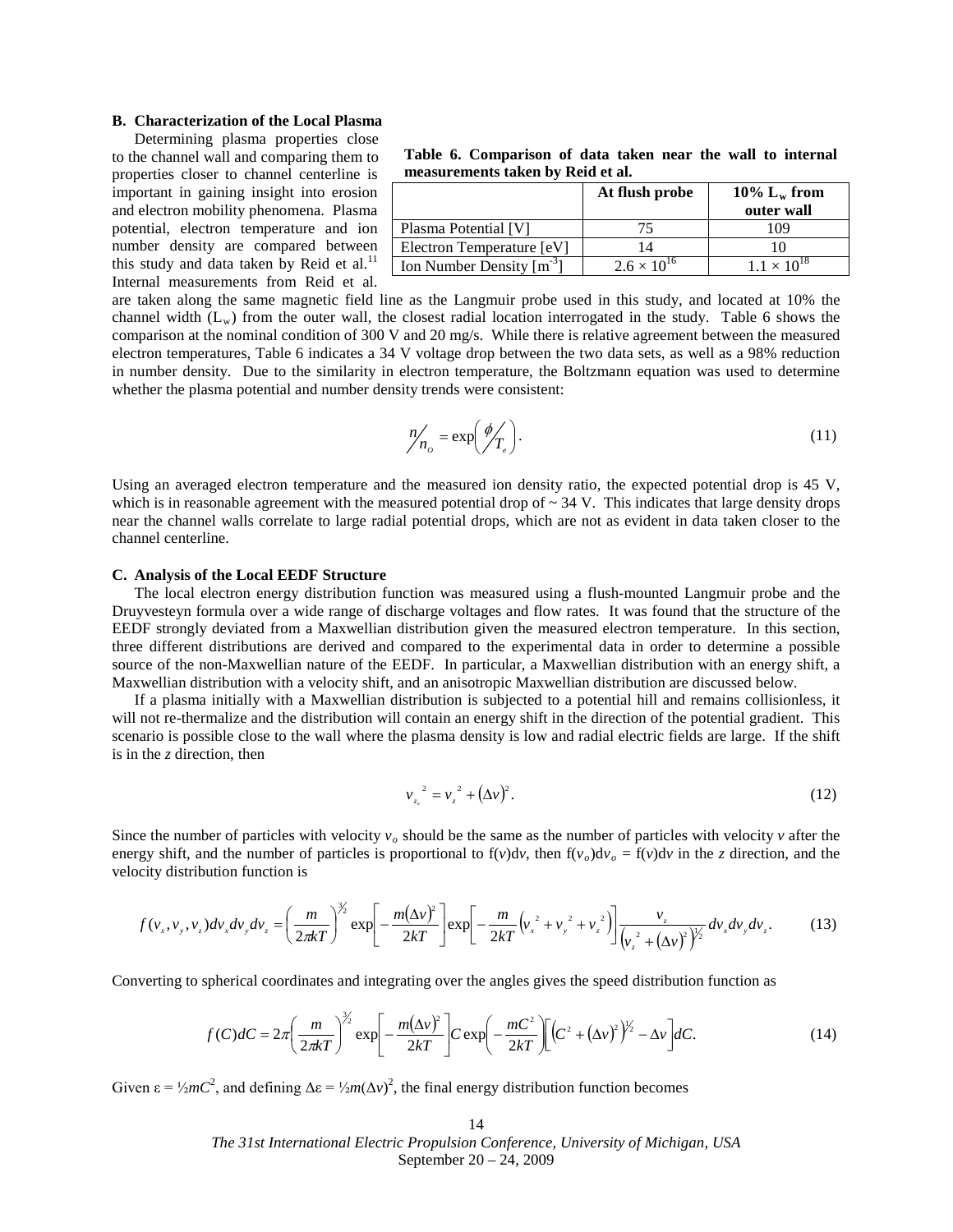### B. Characterization of the Local Plasma

Determining plasma properties close to the channel wall and comparing them to properties closer to channel centerline is important in gaining insight into erosion and electron mobility phenomena. Plasma potential, electron temperature and ion number density are compared between this study and data taken by Reid et al.[11] Internal measurements from Reid et al. are taken along the same magnetic field line as the Langmuir probe used in this study, and located at 10% the channel width ($L_w$) from the outer wall, the closest radial location interrogated in the study. Table 6 shows the comparison at the nominal condition of 300 V and 20 mg/s. While there is relative agreement between the measured electron temperatures, Table 6 indicates a 34 V voltage drop between the two data sets, as well as a 98% reduction in number density. Due to the similarity in electron temperature, the Boltzmann equation was used to determine whether the plasma potential and number density trends were consistent:

**Table 6. Comparison of data taken near the wall to internal measurements taken by Reid et al.**

| | At flush probe | 10% $L_w$ from outer wall |
|---|---|---|
| Plasma Potential [V] | 75 | 109 |
| Electron Temperature [eV] | 14 | 10 |
| Ion Number Density [$m^{-3}$] | $2.6 \times 10^{16}$ | $1.1 \times 10^{18}$ |

$$n/n_o = \exp\left(\phi/T_e\right). \tag{11}$$

Using an averaged electron temperature and the measured ion density ratio, the expected potential drop is 45 V, which is in reasonable agreement with the measured potential drop of ~ 34 V. This indicates that large density drops near the channel walls correlate to large radial potential drops, which are not as evident in data taken closer to the channel centerline.

### C. Analysis of the Local EEDF Structure

The local electron energy distribution function was measured using a flush-mounted Langmuir probe and the Druyvesteyn formula over a wide range of discharge voltages and flow rates. It was found that the structure of the EEDF strongly deviated from a Maxwellian distribution given the measured electron temperature. In this section, three different distributions are derived and compared to the experimental data in order to determine a possible source of the non-Maxwellian nature of the EEDF. In particular, a Maxwellian distribution with an energy shift, a Maxwellian distribution with a velocity shift, and an anisotropic Maxwellian distribution are discussed below.

If a plasma initially with a Maxwellian distribution is subjected to a potential hill and remains collisionless, it will not re-thermalize and the distribution will contain an energy shift in the direction of the potential gradient. This scenario is possible close to the wall where the plasma density is low and radial electric fields are large. If the shift is in the *z* direction, then

$$v_{z_o}^{\ 2} = v_z^{\ 2} + (\Delta v)^2. \tag{12}$$

Since the number of particles with velocity $v_o$ should be the same as the number of particles with velocity $v$ after the energy shift, and the number of particles is proportional to f($v$)d$v$, then f($v_o$)d$v_o$ = f($v$)d$v$ in the *z* direction, and the velocity distribution function is

$$f(v_x, v_y, v_z)dv_x dv_y dv_z = \left(\frac{m}{2\pi kT}\right)^{3/2} \exp\left[-\frac{m(\Delta v)^2}{2kT}\right] \exp\left[-\frac{m}{2kT}\left(v_x^{\ 2} + v_y^{\ 2} + v_z^{\ 2}\right)\right] \frac{v_z}{\left(v_z^{\ 2} + (\Delta v)^2\right)^{1/2}} dv_x dv_y dv_z. \tag{13}$$

Converting to spherical coordinates and integrating over the angles gives the speed distribution function as

$$f(C)dC = 2\pi\left(\frac{m}{2\pi kT}\right)^{3/2} \exp\left[-\frac{m(\Delta v)^2}{2kT}\right] C \exp\left(-\frac{mC^2}{2kT}\right)\left[\left(C^2 + (\Delta v)^2\right)^{1/2} - \Delta v\right] dC. \tag{14}$$

Given $\varepsilon = ½mC^2$, and defining $\Delta\varepsilon = ½m(\Delta v)^2$, the final energy distribution function becomes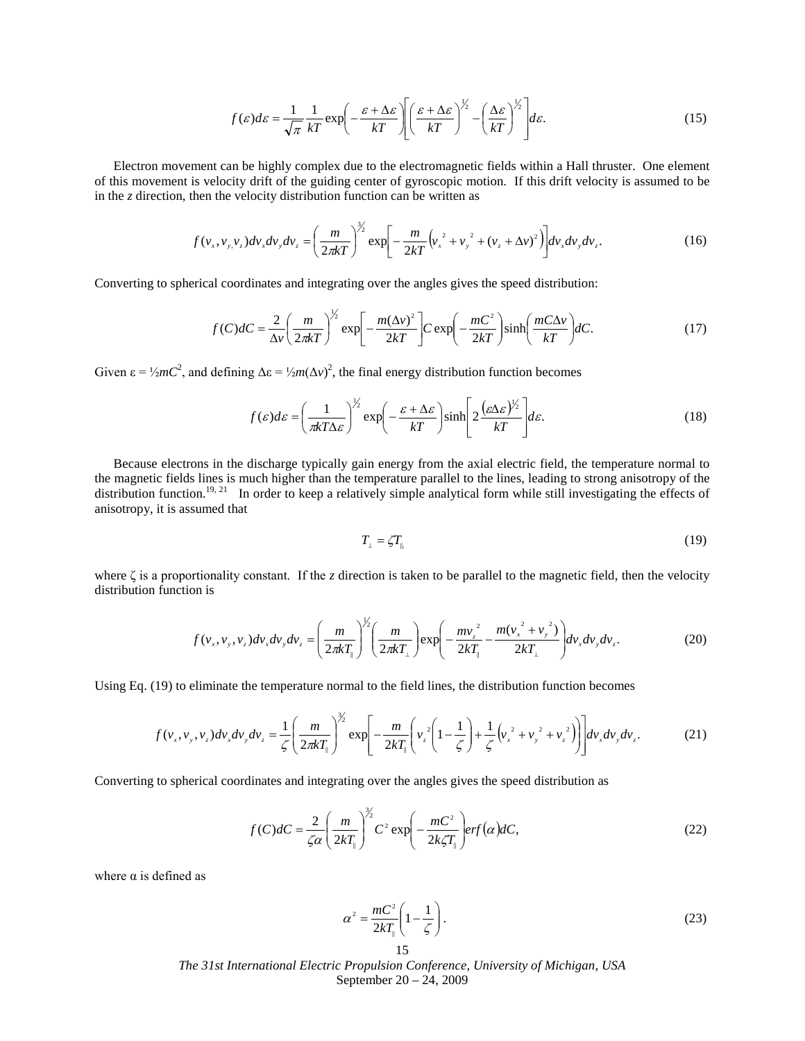$$f(\varepsilon)d\varepsilon = \frac{1}{\sqrt{\pi}}\frac{1}{kT}\exp\left(-\frac{\varepsilon+\Delta\varepsilon}{kT}\right)\left[\left(\frac{\varepsilon+\Delta\varepsilon}{kT}\right)^{1/2}-\left(\frac{\Delta\varepsilon}{kT}\right)^{1/2}\right]d\varepsilon. \tag{15}$$

Electron movement can be highly complex due to the electromagnetic fields within a Hall thruster. One element of this movement is velocity drift of the guiding center of gyroscopic motion. If this drift velocity is assumed to be in the *z* direction, then the velocity distribution function can be written as

$$f(v_x, v_y, v_z)dv_x dv_y dv_z = \left(\frac{m}{2\pi kT}\right)^{3/2}\exp\left[-\frac{m}{2kT}\left(v_x^{\,2}+v_y^{\,2}+(v_z+\Delta v)^2\right)\right]dv_x dv_y dv_z. \tag{16}$$

Converting to spherical coordinates and integrating over the angles gives the speed distribution:

$$f(C)dC = \frac{2}{\Delta v}\left(\frac{m}{2\pi kT}\right)^{1/2}\exp\left[-\frac{m(\Delta v)^2}{2kT}\right]C\exp\left(-\frac{mC^2}{2kT}\right)\sinh\left(\frac{mC\Delta v}{kT}\right)dC. \tag{17}$$

Given $\varepsilon = \frac{1}{2}mC^2$, and defining $\Delta\varepsilon = \frac{1}{2}m(\Delta v)^2$, the final energy distribution function becomes

$$f(\varepsilon)d\varepsilon = \left(\frac{1}{\pi kT\Delta\varepsilon}\right)^{1/2}\exp\left(-\frac{\varepsilon+\Delta\varepsilon}{kT}\right)\sinh\left[2\frac{(\varepsilon\Delta\varepsilon)^{1/2}}{kT}\right]d\varepsilon. \tag{18}$$

Because electrons in the discharge typically gain energy from the axial electric field, the temperature normal to the magnetic fields lines is much higher than the temperature parallel to the lines, leading to strong anisotropy of the distribution function.[19, 21] In order to keep a relatively simple analytical form while still investigating the effects of anisotropy, it is assumed that

$$T_\perp = \zeta T_\parallel \tag{19}$$

where $\zeta$ is a proportionality constant. If the *z* direction is taken to be parallel to the magnetic field, then the velocity distribution function is

$$f(v_x, v_y, v_z)dv_x dv_y dv_z = \left(\frac{m}{2\pi kT_\parallel}\right)^{1/2}\left(\frac{m}{2\pi kT_\perp}\right)\exp\left(-\frac{mv_z^{\,2}}{2kT_\parallel}-\frac{m(v_x^{\,2}+v_y^{\,2})}{2kT_\perp}\right)dv_x dv_y dv_z. \tag{20}$$

Using Eq. (19) to eliminate the temperature normal to the field lines, the distribution function becomes

$$f(v_x, v_y, v_z)dv_x dv_y dv_z = \frac{1}{\zeta}\left(\frac{m}{2\pi kT_\parallel}\right)^{3/2}\exp\left[-\frac{m}{2kT_\parallel}\left(v_z^{\,2}\left(1-\frac{1}{\zeta}\right)+\frac{1}{\zeta}\left(v_x^{\,2}+v_y^{\,2}+v_z^{\,2}\right)\right)\right]dv_x dv_y dv_z. \tag{21}$$

Converting to spherical coordinates and integrating over the angles gives the speed distribution as

$$f(C)dC = \frac{2}{\zeta\alpha}\left(\frac{m}{2kT_\parallel}\right)^{3/2}C^2\exp\left(-\frac{mC^2}{2k\zeta T_\parallel}\right)erf(\alpha)dC, \tag{22}$$

where $\alpha$ is defined as

$$\alpha^2 = \frac{mC^2}{2kT_\parallel}\left(1-\frac{1}{\zeta}\right). \tag{23}$$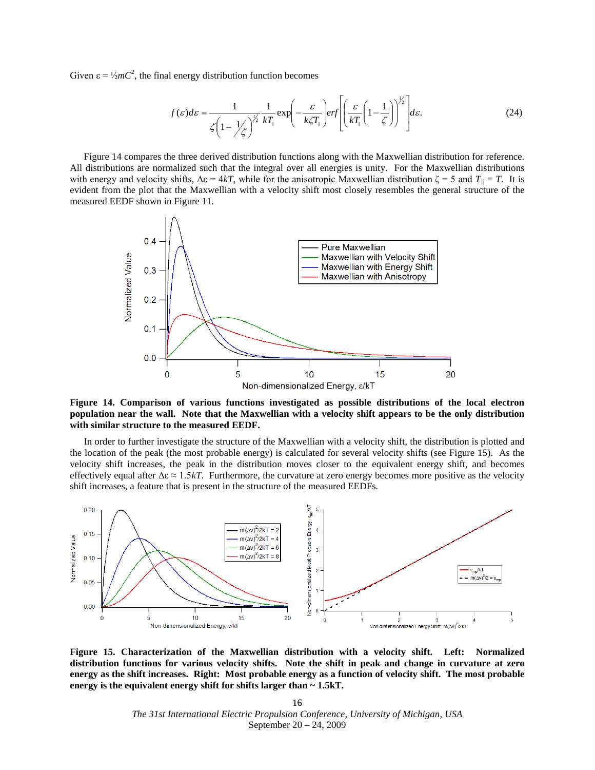Given $\varepsilon = \frac{1}{2}mC^2$, the final energy distribution function becomes

$$f(\varepsilon)d\varepsilon = \frac{1}{\zeta\left(1-\frac{1}{\zeta}\right)^{\frac{1}{2}}} \frac{1}{kT_{\parallel}} \exp\left(-\frac{\varepsilon}{k\zeta T_{\parallel}}\right) erf\left[\left(\frac{\varepsilon}{kT_{\parallel}}\left(1-\frac{1}{\zeta}\right)\right)^{\frac{1}{2}}\right] d\varepsilon. \tag{24}$$

Figure 14 compares the three derived distribution functions along with the Maxwellian distribution for reference. All distributions are normalized such that the integral over all energies is unity. For the Maxwellian distributions with energy and velocity shifts, $\Delta\varepsilon = 4kT$, while for the anisotropic Maxwellian distribution $\zeta = 5$ and $T_{\parallel} = T$. It is evident from the plot that the Maxwellian with a velocity shift most closely resembles the general structure of the measured EEDF shown in Figure 11.

**Figure 14. Comparison of various functions investigated as possible distributions of the local electron population near the wall. Note that the Maxwellian with a velocity shift appears to be the only distribution with similar structure to the measured EEDF.**

In order to further investigate the structure of the Maxwellian with a velocity shift, the distribution is plotted and the location of the peak (the most probable energy) is calculated for several velocity shifts (see Figure 15). As the velocity shift increases, the peak in the distribution moves closer to the equivalent energy shift, and becomes effectively equal after $\Delta\varepsilon \approx 1.5kT$. Furthermore, the curvature at zero energy becomes more positive as the velocity shift increases, a feature that is present in the structure of the measured EEDFs.

**Figure 15. Characterization of the Maxwellian distribution with a velocity shift. Left: Normalized distribution functions for various velocity shifts. Note the shift in peak and change in curvature at zero energy as the shift increases. Right: Most probable energy as a function of velocity shift. The most probable energy is the equivalent energy shift for shifts larger than ~ 1.5kT.**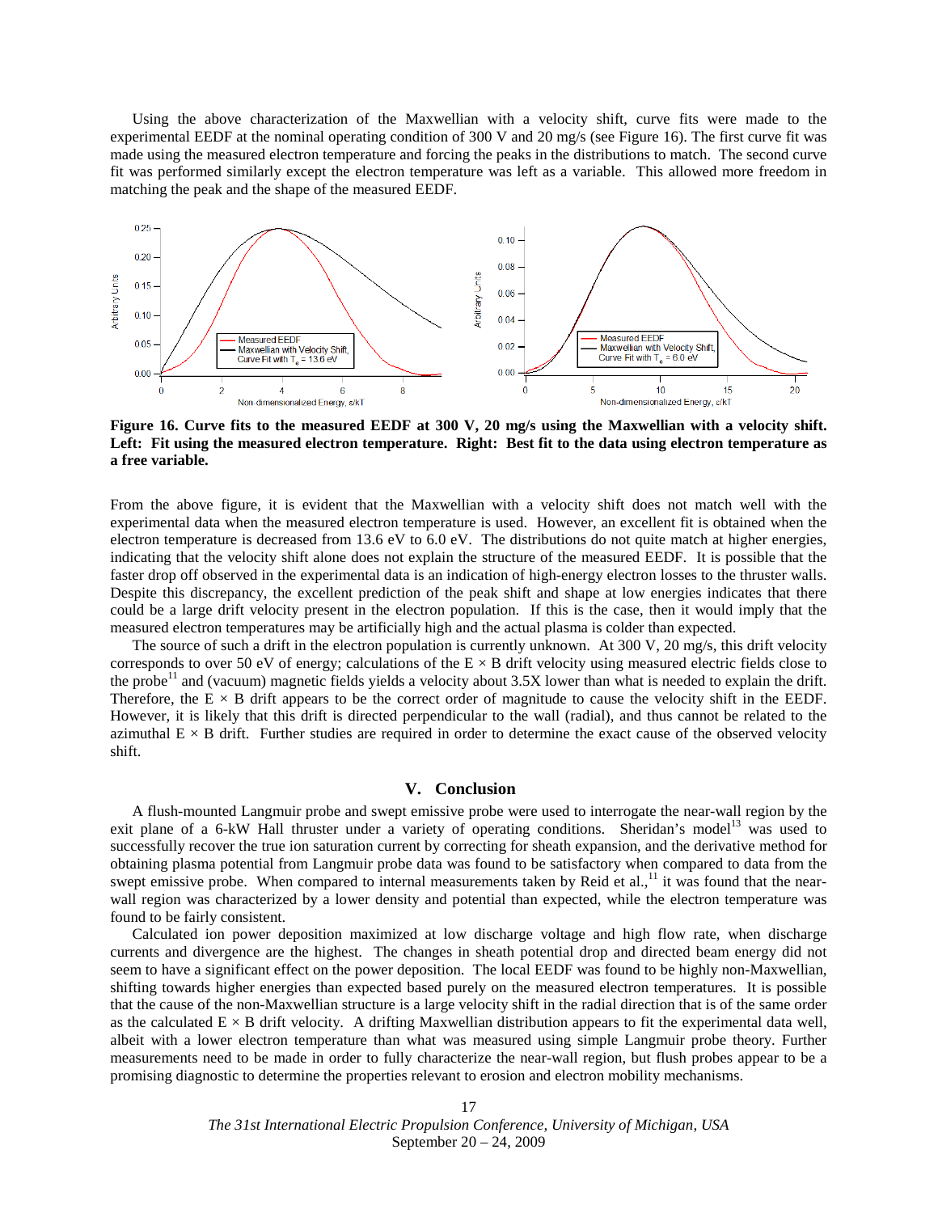Using the above characterization of the Maxwellian with a velocity shift, curve fits were made to the experimental EEDF at the nominal operating condition of 300 V and 20 mg/s (see Figure 16). The first curve fit was made using the measured electron temperature and forcing the peaks in the distributions to match. The second curve fit was performed similarly except the electron temperature was left as a variable. This allowed more freedom in matching the peak and the shape of the measured EEDF.

**Figure 16. Curve fits to the measured EEDF at 300 V, 20 mg/s using the Maxwellian with a velocity shift. Left: Fit using the measured electron temperature. Right: Best fit to the data using electron temperature as a free variable.**

From the above figure, it is evident that the Maxwellian with a velocity shift does not match well with the experimental data when the measured electron temperature is used. However, an excellent fit is obtained when the electron temperature is decreased from 13.6 eV to 6.0 eV. The distributions do not quite match at higher energies, indicating that the velocity shift alone does not explain the structure of the measured EEDF. It is possible that the faster drop off observed in the experimental data is an indication of high-energy electron losses to the thruster walls. Despite this discrepancy, the excellent prediction of the peak shift and shape at low energies indicates that there could be a large drift velocity present in the electron population. If this is the case, then it would imply that the measured electron temperatures may be artificially high and the actual plasma is colder than expected.

The source of such a drift in the electron population is currently unknown. At 300 V, 20 mg/s, this drift velocity corresponds to over 50 eV of energy; calculations of the $E \times B$ drift velocity using measured electric fields close to the probe[11] and (vacuum) magnetic fields yields a velocity about 3.5X lower than what is needed to explain the drift. Therefore, the $E \times B$ drift appears to be the correct order of magnitude to cause the velocity shift in the EEDF. However, it is likely that this drift is directed perpendicular to the wall (radial), and thus cannot be related to the azimuthal $E \times B$ drift. Further studies are required in order to determine the exact cause of the observed velocity shift.

## V. Conclusion

A flush-mounted Langmuir probe and swept emissive probe were used to interrogate the near-wall region by the exit plane of a 6-kW Hall thruster under a variety of operating conditions. Sheridan's model[13] was used to successfully recover the true ion saturation current by correcting for sheath expansion, and the derivative method for obtaining plasma potential from Langmuir probe data was found to be satisfactory when compared to data from the swept emissive probe. When compared to internal measurements taken by Reid et al.,[11] it was found that the near-wall region was characterized by a lower density and potential than expected, while the electron temperature was found to be fairly consistent.

Calculated ion power deposition maximized at low discharge voltage and high flow rate, when discharge currents and divergence are the highest. The changes in sheath potential drop and directed beam energy did not seem to have a significant effect on the power deposition. The local EEDF was found to be highly non-Maxwellian, shifting towards higher energies than expected based purely on the measured electron temperatures. It is possible that the cause of the non-Maxwellian structure is a large velocity shift in the radial direction that is of the same order as the calculated $E \times B$ drift velocity. A drifting Maxwellian distribution appears to fit the experimental data well, albeit with a lower electron temperature than what was measured using simple Langmuir probe theory. Further measurements need to be made in order to fully characterize the near-wall region, but flush probes appear to be a promising diagnostic to determine the properties relevant to erosion and electron mobility mechanisms.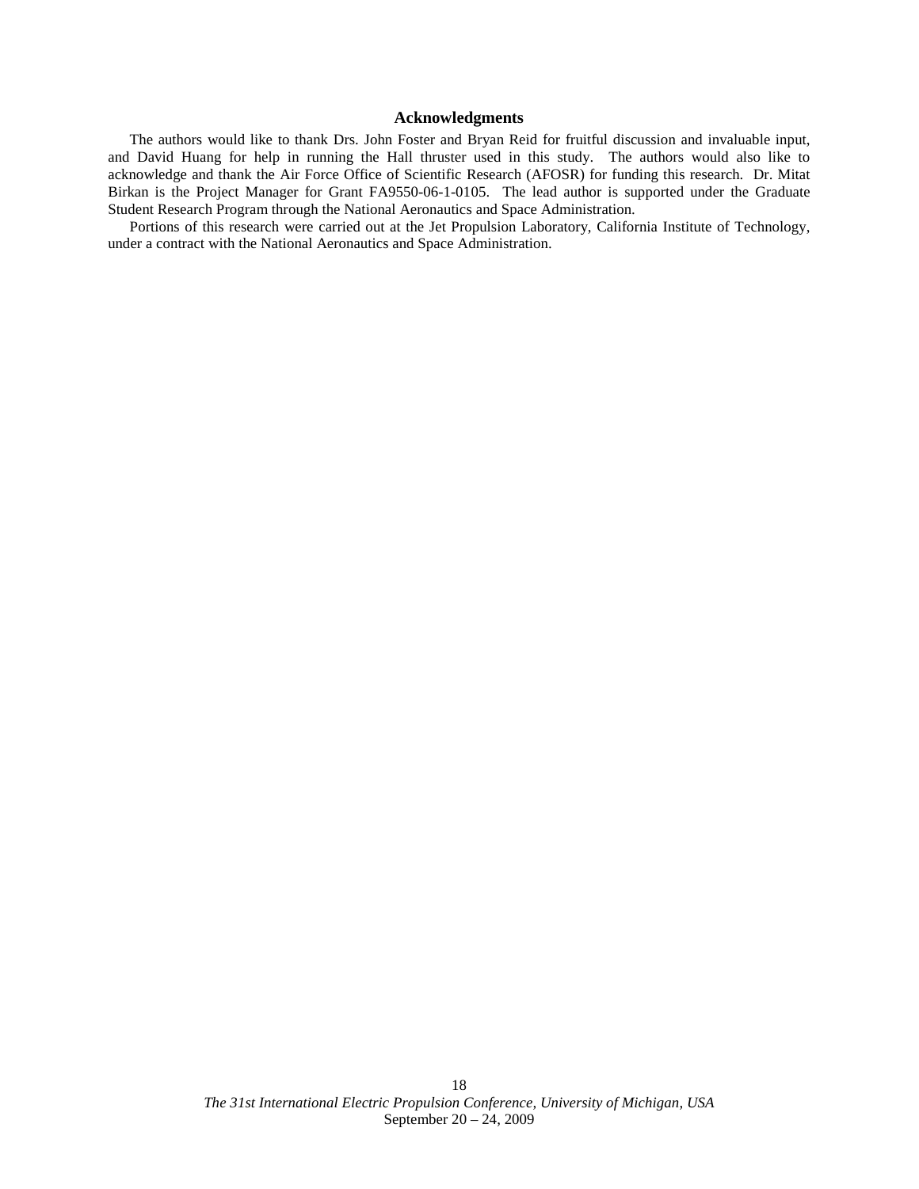## Acknowledgments

The authors would like to thank Drs. John Foster and Bryan Reid for fruitful discussion and invaluable input, and David Huang for help in running the Hall thruster used in this study. The authors would also like to acknowledge and thank the Air Force Office of Scientific Research (AFOSR) for funding this research. Dr. Mitat Birkan is the Project Manager for Grant FA9550-06-1-0105. The lead author is supported under the Graduate Student Research Program through the National Aeronautics and Space Administration.

Portions of this research were carried out at the Jet Propulsion Laboratory, California Institute of Technology, under a contract with the National Aeronautics and Space Administration.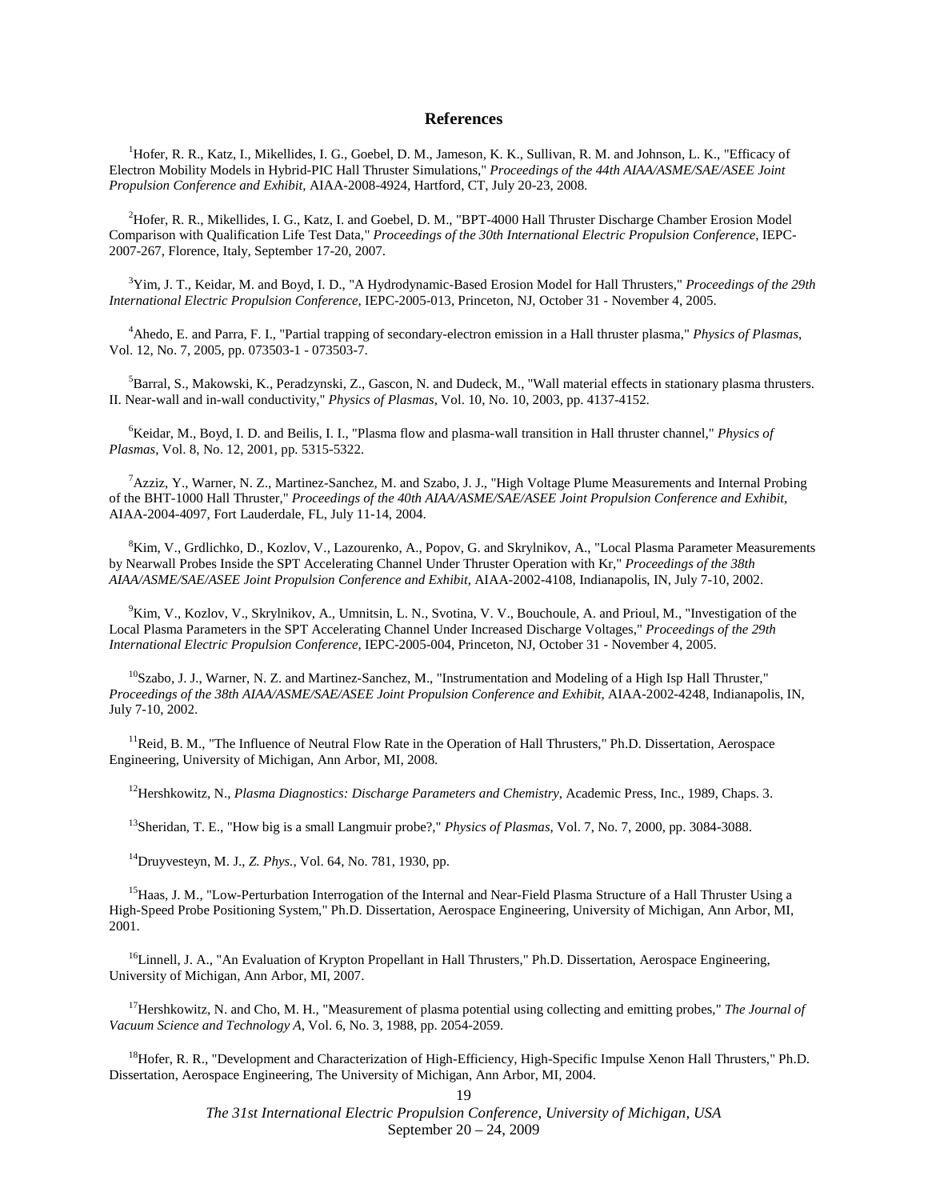## References

[1]Hofer, R. R., Katz, I., Mikellides, I. G., Goebel, D. M., Jameson, K. K., Sullivan, R. M. and Johnson, L. K., "Efficacy of Electron Mobility Models in Hybrid-PIC Hall Thruster Simulations," *Proceedings of the 44th AIAA/ASME/SAE/ASEE Joint Propulsion Conference and Exhibit*, AIAA-2008-4924, Hartford, CT, July 20-23, 2008.

[2]Hofer, R. R., Mikellides, I. G., Katz, I. and Goebel, D. M., "BPT-4000 Hall Thruster Discharge Chamber Erosion Model Comparison with Qualification Life Test Data," *Proceedings of the 30th International Electric Propulsion Conference*, IEPC-2007-267, Florence, Italy, September 17-20, 2007.

[3]Yim, J. T., Keidar, M. and Boyd, I. D., "A Hydrodynamic-Based Erosion Model for Hall Thrusters," *Proceedings of the 29th International Electric Propulsion Conference*, IEPC-2005-013, Princeton, NJ, October 31 - November 4, 2005.

[4]Ahedo, E. and Parra, F. I., "Partial trapping of secondary-electron emission in a Hall thruster plasma," *Physics of Plasmas*, Vol. 12, No. 7, 2005, pp. 073503-1 - 073503-7.

[5]Barral, S., Makowski, K., Peradzynski, Z., Gascon, N. and Dudeck, M., "Wall material effects in stationary plasma thrusters. II. Near-wall and in-wall conductivity," *Physics of Plasmas*, Vol. 10, No. 10, 2003, pp. 4137-4152.

[6]Keidar, M., Boyd, I. D. and Beilis, I. I., "Plasma flow and plasma-wall transition in Hall thruster channel," *Physics of Plasmas*, Vol. 8, No. 12, 2001, pp. 5315-5322.

[7]Azziz, Y., Warner, N. Z., Martinez-Sanchez, M. and Szabo, J. J., "High Voltage Plume Measurements and Internal Probing of the BHT-1000 Hall Thruster," *Proceedings of the 40th AIAA/ASME/SAE/ASEE Joint Propulsion Conference and Exhibit*, AIAA-2004-4097, Fort Lauderdale, FL, July 11-14, 2004.

[8]Kim, V., Grdlichko, D., Kozlov, V., Lazourenko, A., Popov, G. and Skrylnikov, A., "Local Plasma Parameter Measurements by Nearwall Probes Inside the SPT Accelerating Channel Under Thruster Operation with Kr," *Proceedings of the 38th AIAA/ASME/SAE/ASEE Joint Propulsion Conference and Exhibit*, AIAA-2002-4108, Indianapolis, IN, July 7-10, 2002.

[9]Kim, V., Kozlov, V., Skrylnikov, A., Umnitsin, L. N., Svotina, V. V., Bouchoule, A. and Prioul, M., "Investigation of the Local Plasma Parameters in the SPT Accelerating Channel Under Increased Discharge Voltages," *Proceedings of the 29th International Electric Propulsion Conference*, IEPC-2005-004, Princeton, NJ, October 31 - November 4, 2005.

[10]Szabo, J. J., Warner, N. Z. and Martinez-Sanchez, M., "Instrumentation and Modeling of a High Isp Hall Thruster," *Proceedings of the 38th AIAA/ASME/SAE/ASEE Joint Propulsion Conference and Exhibit*, AIAA-2002-4248, Indianapolis, IN, July 7-10, 2002.

[11]Reid, B. M., "The Influence of Neutral Flow Rate in the Operation of Hall Thrusters," Ph.D. Dissertation, Aerospace Engineering, University of Michigan, Ann Arbor, MI, 2008.

[12]Hershkowitz, N., *Plasma Diagnostics: Discharge Parameters and Chemistry*, Academic Press, Inc., 1989, Chaps. 3.

[13]Sheridan, T. E., "How big is a small Langmuir probe?," *Physics of Plasmas*, Vol. 7, No. 7, 2000, pp. 3084-3088.

[14]Druyvesteyn, M. J., *Z. Phys.*, Vol. 64, No. 781, 1930, pp.

[15]Haas, J. M., "Low-Perturbation Interrogation of the Internal and Near-Field Plasma Structure of a Hall Thruster Using a High-Speed Probe Positioning System," Ph.D. Dissertation, Aerospace Engineering, University of Michigan, Ann Arbor, MI, 2001.

[16]Linnell, J. A., "An Evaluation of Krypton Propellant in Hall Thrusters," Ph.D. Dissertation, Aerospace Engineering, University of Michigan, Ann Arbor, MI, 2007.

[17]Hershkowitz, N. and Cho, M. H., "Measurement of plasma potential using collecting and emitting probes," *The Journal of Vacuum Science and Technology A*, Vol. 6, No. 3, 1988, pp. 2054-2059.

[18]Hofer, R. R., "Development and Characterization of High-Efficiency, High-Specific Impulse Xenon Hall Thrusters," Ph.D. Dissertation, Aerospace Engineering, The University of Michigan, Ann Arbor, MI, 2004.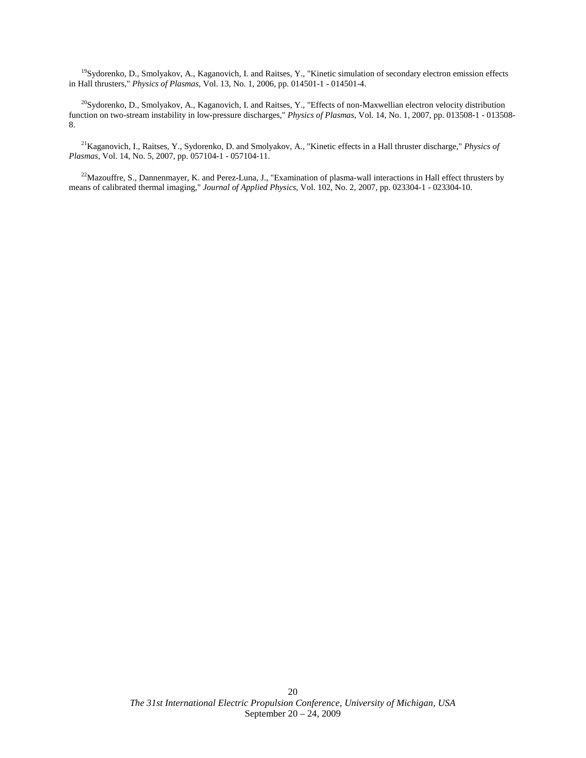[19]Sydorenko, D., Smolyakov, A., Kaganovich, I. and Raitses, Y., "Kinetic simulation of secondary electron emission effects in Hall thrusters," *Physics of Plasmas*, Vol. 13, No. 1, 2006, pp. 014501-1 - 014501-4.

[20]Sydorenko, D., Smolyakov, A., Kaganovich, I. and Raitses, Y., "Effects of non-Maxwellian electron velocity distribution function on two-stream instability in low-pressure discharges," *Physics of Plasmas*, Vol. 14, No. 1, 2007, pp. 013508-1 - 013508-8.

[21]Kaganovich, I., Raitses, Y., Sydorenko, D. and Smolyakov, A., "Kinetic effects in a Hall thruster discharge," *Physics of Plasmas*, Vol. 14, No. 5, 2007, pp. 057104-1 - 057104-11.

[22]Mazouffre, S., Dannenmayer, K. and Perez-Luna, J., "Examination of plasma-wall interactions in Hall effect thrusters by means of calibrated thermal imaging," *Journal of Applied Physics*, Vol. 102, No. 2, 2007, pp. 023304-1 - 023304-10.